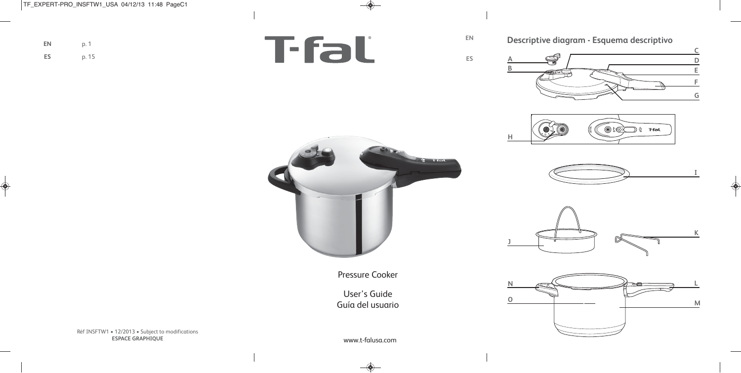| | |
|---|---|
| EN | p. 1 |
| ES | p. 15 |

# T-fal®

EN

ES

Pressure Cooker

User's Guide
Guía del usuario

www.t-falusa.com

## Descriptive diagram - Esquema descriptivo

A
B
C
D
E
F
G
H
I
J
K
L
M
N
O

Réf INSFTW1 • 12/2013 • Subject to modifications
**ESPACE GRAPHIQUE**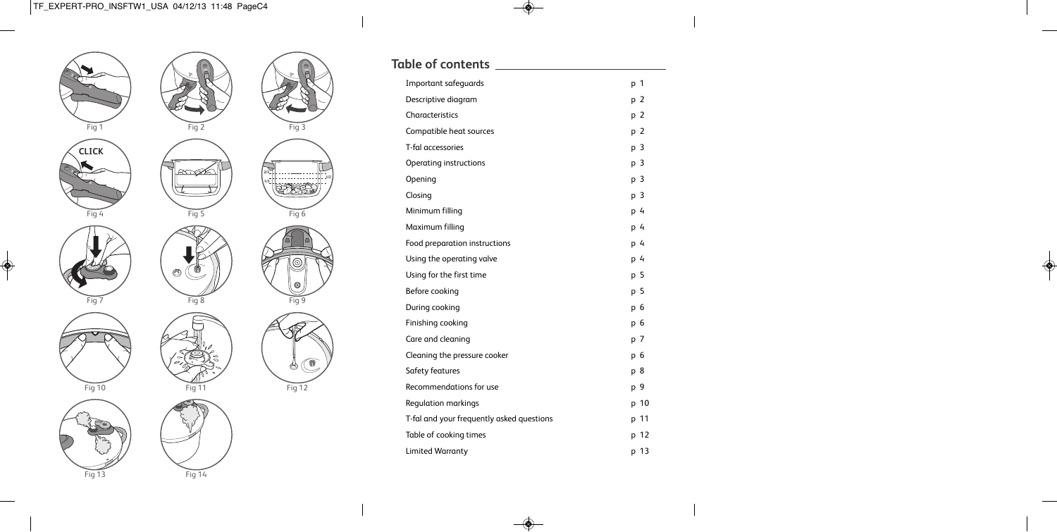Fig 1

Fig 2

Fig 3

CLICK

Fig 4

Fig 5

Fig 6

Fig 7

Fig 8

Fig 9

Fig 10

Fig 11

Fig 12

Fig 13

Fig 14

## Table of contents

| | |
|---|---|
| Important safeguards | p 1 |
| Descriptive diagram | p 2 |
| Characteristics | p 2 |
| Compatible heat sources | p 2 |
| T-fal accessories | p 3 |
| Operating instructions | p 3 |
| Opening | p 3 |
| Closing | p 3 |
| Minimum filling | p 4 |
| Maximum filling | p 4 |
| Food preparation instructions | p 4 |
| Using the operating valve | p 4 |
| Using for the first time | p 5 |
| Before cooking | p 5 |
| During cooking | p 6 |
| Finishing cooking | p 6 |
| Care and cleaning | p 7 |
| Cleaning the pressure cooker | p 6 |
| Safety features | p 8 |
| Recommendations for use | p 9 |
| Regulation markings | p 10 |
| T-fal and your frequently asked questions | p 11 |
| Table of cooking times | p 12 |
| Limited Warranty | p 13 |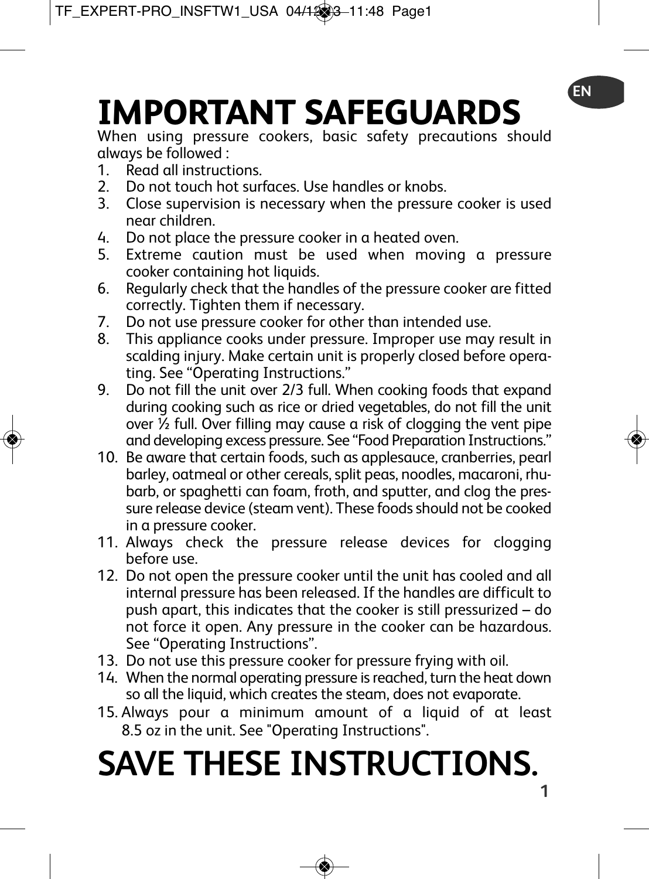# IMPORTANT SAFEGUARDS

When using pressure cookers, basic safety precautions should always be followed :

1. Read all instructions.
2. Do not touch hot surfaces. Use handles or knobs.
3. Close supervision is necessary when the pressure cooker is used near children.
4. Do not place the pressure cooker in a heated oven.
5. Extreme caution must be used when moving a pressure cooker containing hot liquids.
6. Regularly check that the handles of the pressure cooker are fitted correctly. Tighten them if necessary.
7. Do not use pressure cooker for other than intended use.
8. This appliance cooks under pressure. Improper use may result in scalding injury. Make certain unit is properly closed before operating. See “Operating Instructions.”
9. Do not fill the unit over 2/3 full. When cooking foods that expand during cooking such as rice or dried vegetables, do not fill the unit over ½ full. Over filling may cause a risk of clogging the vent pipe and developing excess pressure. See “Food Preparation Instructions.”
10. Be aware that certain foods, such as applesauce, cranberries, pearl barley, oatmeal or other cereals, split peas, noodles, macaroni, rhubarb, or spaghetti can foam, froth, and sputter, and clog the pressure release device (steam vent). These foods should not be cooked in a pressure cooker.
11. Always check the pressure release devices for clogging before use.
12. Do not open the pressure cooker until the unit has cooled and all internal pressure has been released. If the handles are difficult to push apart, this indicates that the cooker is still pressurized – do not force it open. Any pressure in the cooker can be hazardous. See “Operating Instructions”.
13. Do not use this pressure cooker for pressure frying with oil.
14. When the normal operating pressure is reached, turn the heat down so all the liquid, which creates the steam, does not evaporate.
15. Always pour a minimum amount of a liquid of at least 8.5 oz in the unit. See "Operating Instructions".

# SAVE THESE INSTRUCTIONS.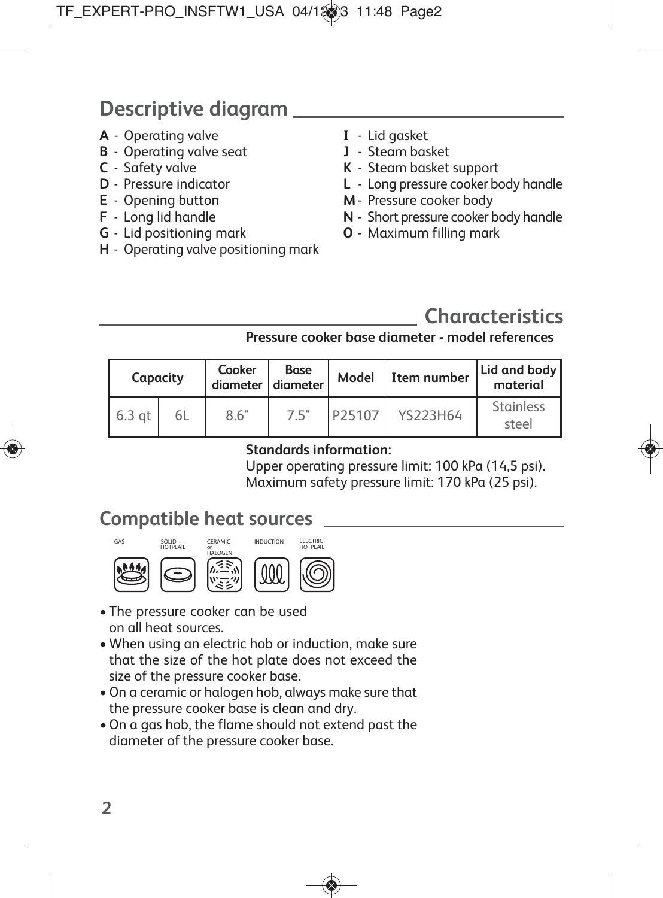## Descriptive diagram

- **A** - Operating valve
- **B** - Operating valve seat
- **C** - Safety valve
- **D** - Pressure indicator
- **E** - Opening button
- **F** - Long lid handle
- **G** - Lid positioning mark
- **H** - Operating valve positioning mark
- **I** - Lid gasket
- **J** - Steam basket
- **K** - Steam basket support
- **L** - Long pressure cooker body handle
- **M** - Pressure cooker body
- **N** - Short pressure cooker body handle
- **O** - Maximum filling mark

## Characteristics

**Pressure cooker base diameter - model references**

| Capacity | | Cooker diameter | Base diameter | Model | Item number | Lid and body material |
|---|---|---|---|---|---|---|
| 6.3 qt | 6L | 8.6" | 7.5" | P25107 | YS223H64 | Stainless steel |

**Standards information:**
Upper operating pressure limit: 100 kPa (14,5 psi).
Maximum safety pressure limit: 170 kPa (25 psi).

## Compatible heat sources

GAS | SOLID HOTPLATE | CERAMIC or HALOGEN | INDUCTION | ELECTRIC HOTPLATE

- The pressure cooker can be used on all heat sources.
- When using an electric hob or induction, make sure that the size of the hot plate does not exceed the size of the pressure cooker base.
- On a ceramic or halogen hob, always make sure that the pressure cooker base is clean and dry.
- On a gas hob, the flame should not extend past the diameter of the pressure cooker base.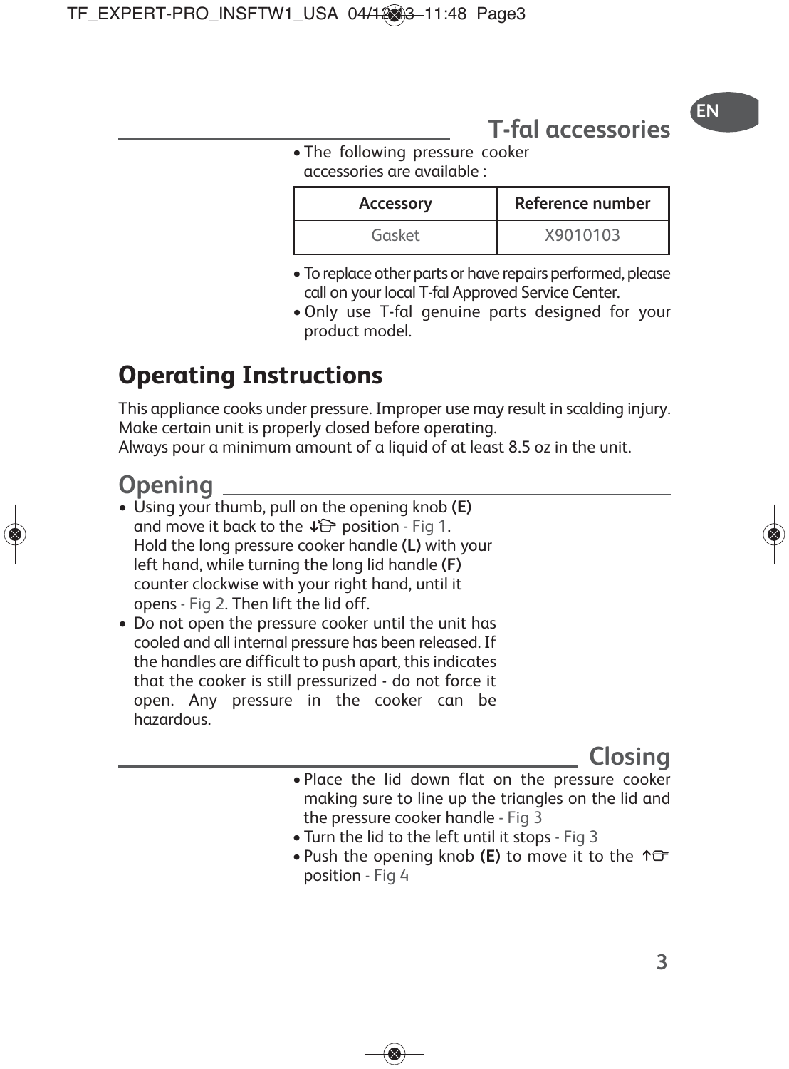## T-fal accessories

- The following pressure cooker accessories are available :

| Accessory | Reference number |
|---|---|
| Gasket | X9010103 |

- To replace other parts or have repairs performed, please call on your local T-fal Approved Service Center.
- Only use T-fal genuine parts designed for your product model.

# Operating Instructions

This appliance cooks under pressure. Improper use may result in scalding injury. Make certain unit is properly closed before operating.
Always pour a minimum amount of a liquid of at least 8.5 oz in the unit.

## Opening

- Using your thumb, pull on the opening knob **(E)** and move it back to the ↓ position - Fig 1.
  Hold the long pressure cooker handle **(L)** with your left hand, while turning the long lid handle **(F)** counter clockwise with your right hand, until it opens - Fig 2. Then lift the lid off.
- Do not open the pressure cooker until the unit has cooled and all internal pressure has been released. If the handles are difficult to push apart, this indicates that the cooker is still pressurized - do not force it open. Any pressure in the cooker can be hazardous.

## Closing

- Place the lid down flat on the pressure cooker making sure to line up the triangles on the lid and the pressure cooker handle - Fig 3
- Turn the lid to the left until it stops - Fig 3
- Push the opening knob **(E)** to move it to the ↑ position - Fig 4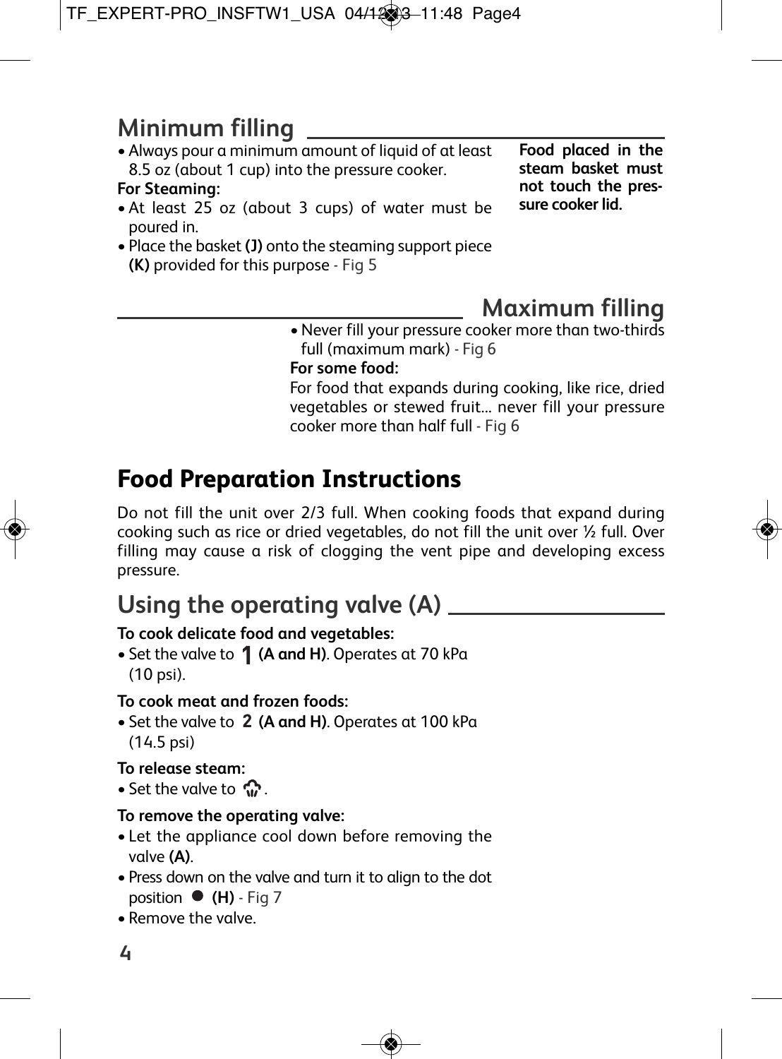## Minimum filling

- Always pour a minimum amount of liquid of at least 8.5 oz (about 1 cup) into the pressure cooker.

**For Steaming:**

- At least 25 oz (about 3 cups) of water must be poured in.
- Place the basket **(J)** onto the steaming support piece **(K)** provided for this purpose - Fig 5

**Food placed in the steam basket must not touch the pressure cooker lid.**

## Maximum filling

- Never fill your pressure cooker more than two-thirds full (maximum mark) - Fig 6

**For some food:**

For food that expands during cooking, like rice, dried vegetables or stewed fruit... never fill your pressure cooker more than half full - Fig 6

## Food Preparation Instructions

Do not fill the unit over 2/3 full. When cooking foods that expand during cooking such as rice or dried vegetables, do not fill the unit over ½ full. Over filling may cause a risk of clogging the vent pipe and developing excess pressure.

## Using the operating valve (A)

**To cook delicate food and vegetables:**

- Set the valve to **1** **(A and H)**. Operates at 70 kPa (10 psi).

**To cook meat and frozen foods:**

- Set the valve to **2** **(A and H)**. Operates at 100 kPa (14.5 psi)

**To release steam:**

- Set the valve to the steam release symbol.

**To remove the operating valve:**

- Let the appliance cool down before removing the valve **(A)**.
- Press down on the valve and turn it to align to the dot position ● **(H)** - Fig 7
- Remove the valve.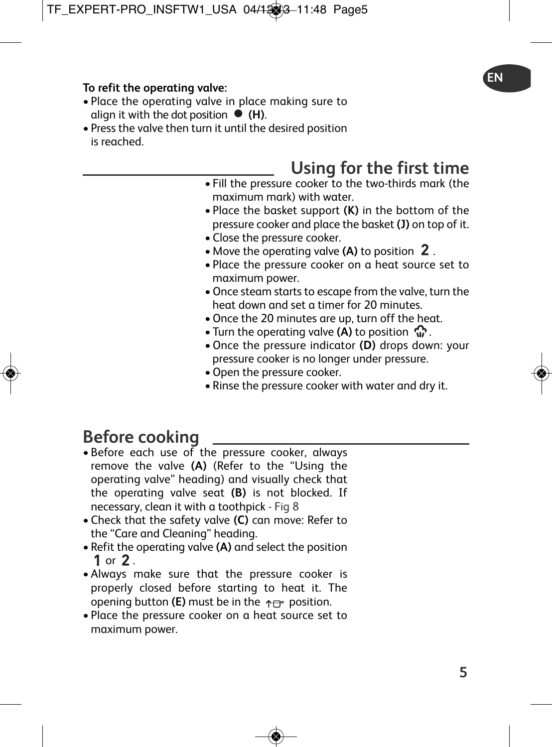**To refit the operating valve:**

- Place the operating valve in place making sure to align it with the dot position ● **(H)**.
- Press the valve then turn it until the desired position is reached.

## Using for the first time

- Fill the pressure cooker to the two-thirds mark (the maximum mark) with water.
- Place the basket support **(K)** in the bottom of the pressure cooker and place the basket **(J)** on top of it.
- Close the pressure cooker.
- Move the operating valve **(A)** to position **2**.
- Place the pressure cooker on a heat source set to maximum power.
- Once steam starts to escape from the valve, turn the heat down and set a timer for 20 minutes.
- Once the 20 minutes are up, turn off the heat.
- Turn the operating valve **(A)** to position (steam symbol).
- Once the pressure indicator **(D)** drops down: your pressure cooker is no longer under pressure.
- Open the pressure cooker.
- Rinse the pressure cooker with water and dry it.

## Before cooking

- Before each use of the pressure cooker, always remove the valve **(A)** (Refer to the "Using the operating valve" heading) and visually check that the operating valve seat **(B)** is not blocked. If necessary, clean it with a toothpick - Fig 8
- Check that the safety valve **(C)** can move: Refer to the "Care and Cleaning" heading.
- Refit the operating valve **(A)** and select the position **1** or **2**.
- Always make sure that the pressure cooker is properly closed before starting to heat it. The opening button **(E)** must be in the (closed symbol) position.
- Place the pressure cooker on a heat source set to maximum power.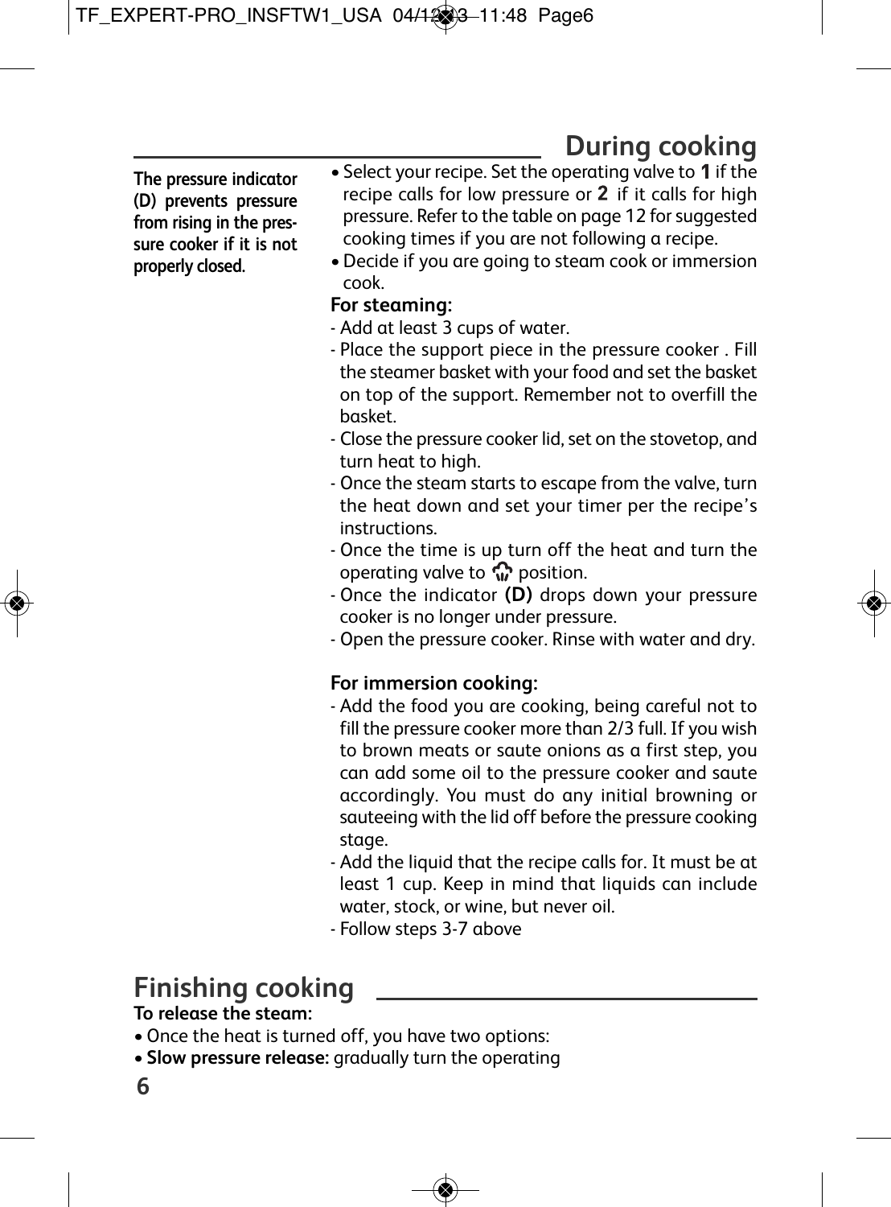## During cooking

**The pressure indicator (D) prevents pressure from rising in the pressure cooker if it is not properly closed.**

- Select your recipe. Set the operating valve to **1** if the recipe calls for low pressure or **2** if it calls for high pressure. Refer to the table on page 12 for suggested cooking times if you are not following a recipe.
- Decide if you are going to steam cook or immersion cook.

**For steaming:**

- Add at least 3 cups of water.
- Place the support piece in the pressure cooker . Fill the steamer basket with your food and set the basket on top of the support. Remember not to overfill the basket.
- Close the pressure cooker lid, set on the stovetop, and turn heat to high.
- Once the steam starts to escape from the valve, turn the heat down and set your timer per the recipe's instructions.
- Once the time is up turn off the heat and turn the operating valve to steam release position.
- Once the indicator **(D)** drops down your pressure cooker is no longer under pressure.
- Open the pressure cooker. Rinse with water and dry.

**For immersion cooking:**

- Add the food you are cooking, being careful not to fill the pressure cooker more than 2/3 full. If you wish to brown meats or saute onions as a first step, you can add some oil to the pressure cooker and saute accordingly. You must do any initial browning or sauteeing with the lid off before the pressure cooking stage.
- Add the liquid that the recipe calls for. It must be at least 1 cup. Keep in mind that liquids can include water, stock, or wine, but never oil.
- Follow steps 3-7 above

## Finishing cooking

**To release the steam:**

- Once the heat is turned off, you have two options:
- **Slow pressure release:** gradually turn the operating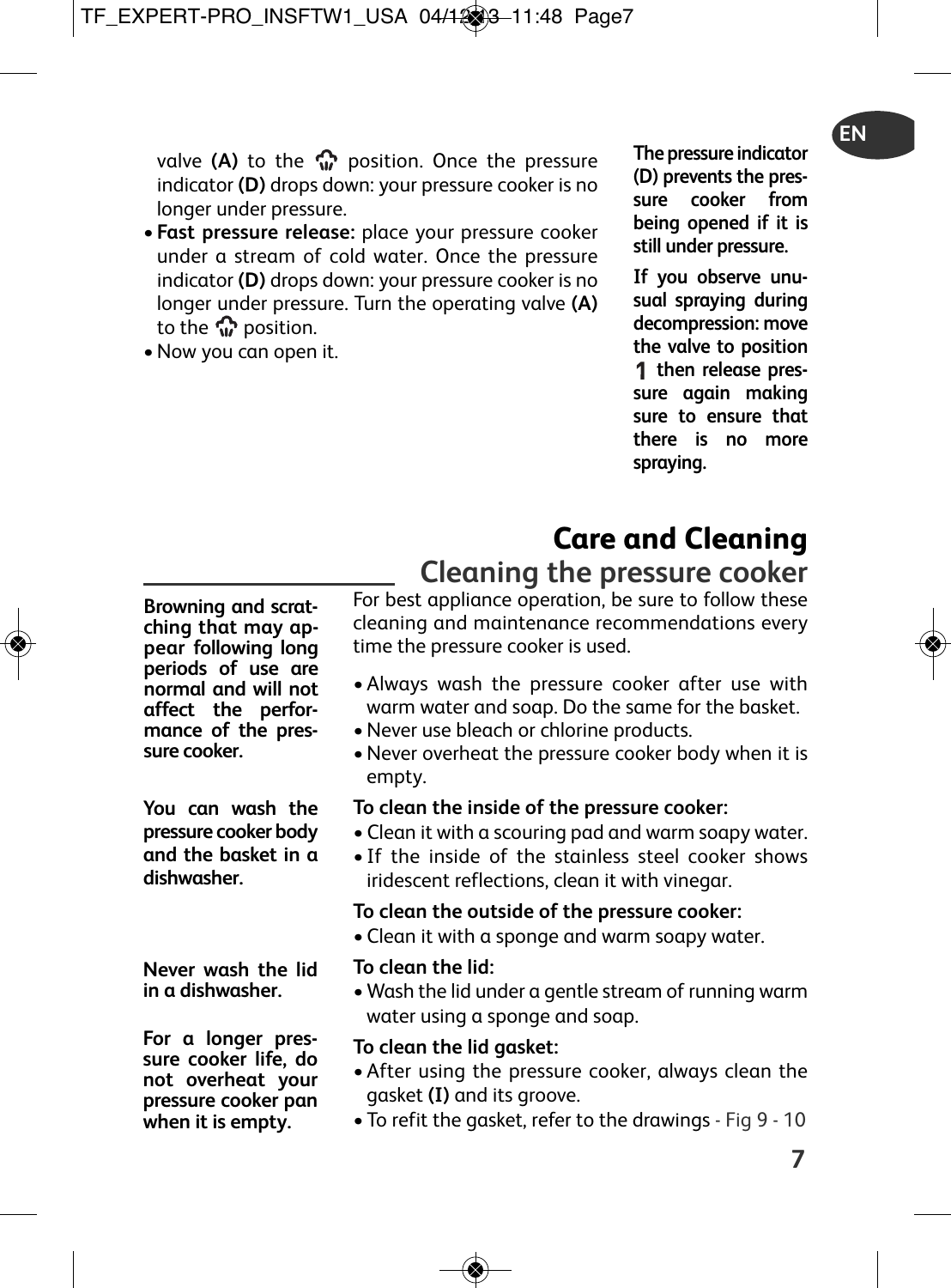valve **(A)** to the ♨ position. Once the pressure indicator **(D)** drops down: your pressure cooker is no longer under pressure.

- **Fast pressure release:** place your pressure cooker under a stream of cold water. Once the pressure indicator **(D)** drops down: your pressure cooker is no longer under pressure. Turn the operating valve **(A)** to the ♨ position.
- Now you can open it.

**The pressure indicator (D) prevents the pressure cooker from being opened if it is still under pressure.**

**If you observe unusual spraying during decompression: move the valve to position 1 then release pressure again making sure to ensure that there is no more spraying.**

# Care and Cleaning

## Cleaning the pressure cooker

For best appliance operation, be sure to follow these cleaning and maintenance recommendations every time the pressure cooker is used.

**Browning and scratching that may appear following long periods of use are normal and will not affect the performance of the pressure cooker.**

- Always wash the pressure cooker after use with warm water and soap. Do the same for the basket.
- Never use bleach or chlorine products.
- Never overheat the pressure cooker body when it is empty.

**You can wash the pressure cooker body and the basket in a dishwasher.**

**To clean the inside of the pressure cooker:**

- Clean it with a scouring pad and warm soapy water.
- If the inside of the stainless steel cooker shows iridescent reflections, clean it with vinegar.

**To clean the outside of the pressure cooker:**

- Clean it with a sponge and warm soapy water.

**Never wash the lid in a dishwasher.**

**To clean the lid:**

- Wash the lid under a gentle stream of running warm water using a sponge and soap.

**For a longer pressure cooker life, do not overheat your pressure cooker pan when it is empty.**

**To clean the lid gasket:**

- After using the pressure cooker, always clean the gasket **(I)** and its groove.
- To refit the gasket, refer to the drawings - Fig 9 - 10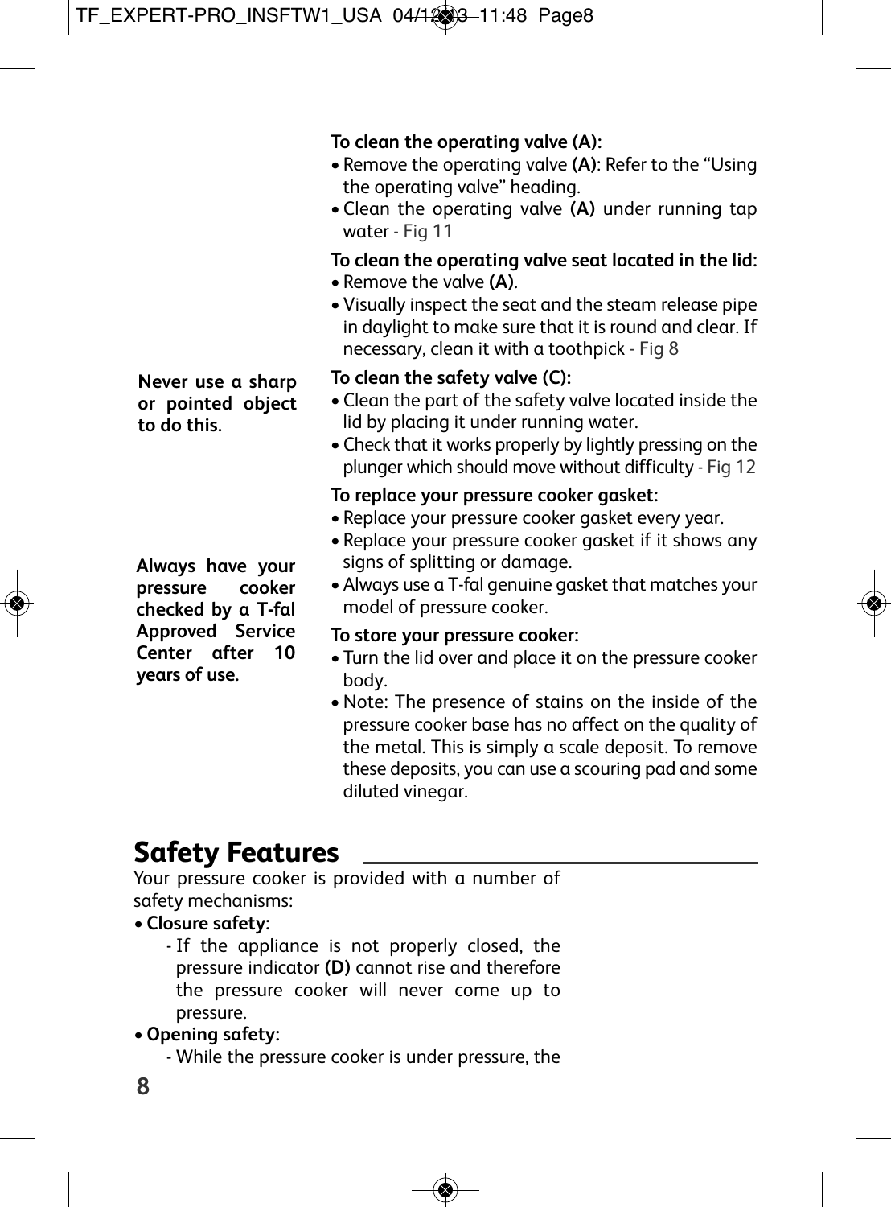**To clean the operating valve (A):**

- Remove the operating valve **(A)**: Refer to the "Using the operating valve" heading.
- Clean the operating valve **(A)** under running tap water - Fig 11

**To clean the operating valve seat located in the lid:**

- Remove the valve **(A)**.
- Visually inspect the seat and the steam release pipe in daylight to make sure that it is round and clear. If necessary, clean it with a toothpick - Fig 8

**Never use a sharp or pointed object to do this.**

**To clean the safety valve (C):**

- Clean the part of the safety valve located inside the lid by placing it under running water.
- Check that it works properly by lightly pressing on the plunger which should move without difficulty - Fig 12

**To replace your pressure cooker gasket:**

- Replace your pressure cooker gasket every year.
- Replace your pressure cooker gasket if it shows any signs of splitting or damage.
- Always use a T-fal genuine gasket that matches your model of pressure cooker.

**Always have your pressure cooker checked by a T-fal Approved Service Center after 10 years of use.**

**To store your pressure cooker:**

- Turn the lid over and place it on the pressure cooker body.
- Note: The presence of stains on the inside of the pressure cooker base has no affect on the quality of the metal. This is simply a scale deposit. To remove these deposits, you can use a scouring pad and some diluted vinegar.

## Safety Features

Your pressure cooker is provided with a number of safety mechanisms:

- **Closure safety:**
  - If the appliance is not properly closed, the pressure indicator **(D)** cannot rise and therefore the pressure cooker will never come up to pressure.
- **Opening safety:**
  - While the pressure cooker is under pressure, the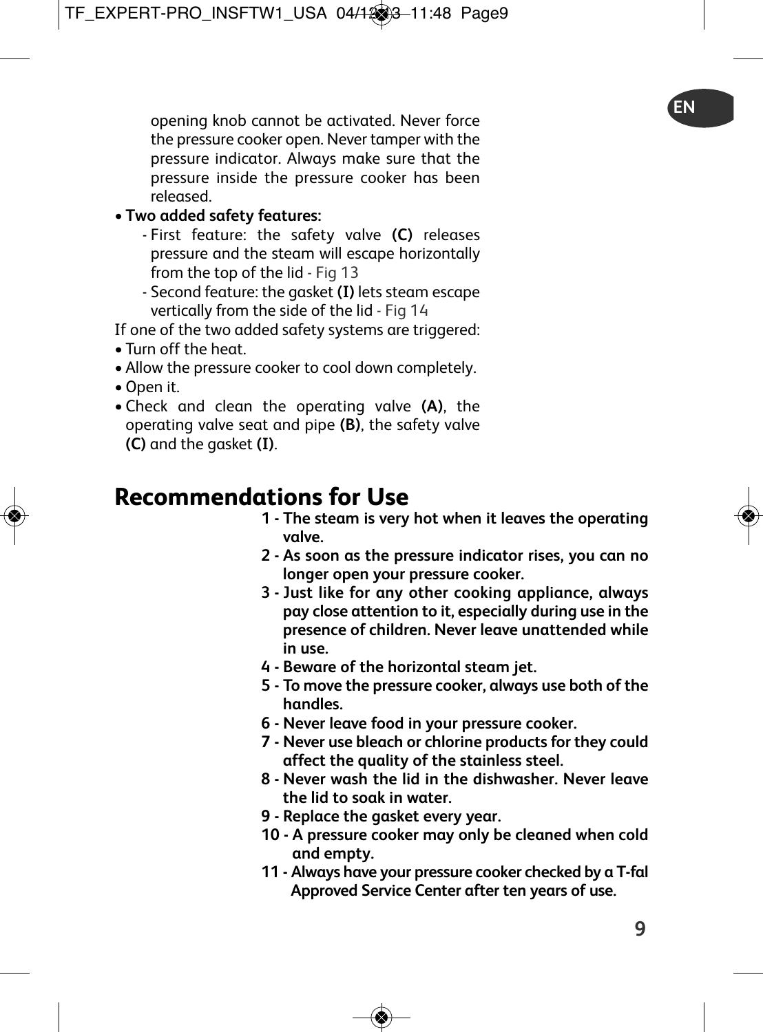opening knob cannot be activated. Never force the pressure cooker open. Never tamper with the pressure indicator. Always make sure that the pressure inside the pressure cooker has been released.

- **Two added safety features:**
  - First feature: the safety valve **(C)** releases pressure and the steam will escape horizontally from the top of the lid - Fig 13
  - Second feature: the gasket **(I)** lets steam escape vertically from the side of the lid - Fig 14

If one of the two added safety systems are triggered:

- Turn off the heat.
- Allow the pressure cooker to cool down completely.
- Open it.
- Check and clean the operating valve **(A)**, the operating valve seat and pipe **(B)**, the safety valve **(C)** and the gasket **(I)**.

# Recommendations for Use

**1 - The steam is very hot when it leaves the operating valve.**

**2 - As soon as the pressure indicator rises, you can no longer open your pressure cooker.**

**3 - Just like for any other cooking appliance, always pay close attention to it, especially during use in the presence of children. Never leave unattended while in use.**

**4 - Beware of the horizontal steam jet.**

**5 - To move the pressure cooker, always use both of the handles.**

**6 - Never leave food in your pressure cooker.**

**7 - Never use bleach or chlorine products for they could affect the quality of the stainless steel.**

**8 - Never wash the lid in the dishwasher. Never leave the lid to soak in water.**

**9 - Replace the gasket every year.**

**10 - A pressure cooker may only be cleaned when cold and empty.**

**11 - Always have your pressure cooker checked by a T-fal Approved Service Center after ten years of use.**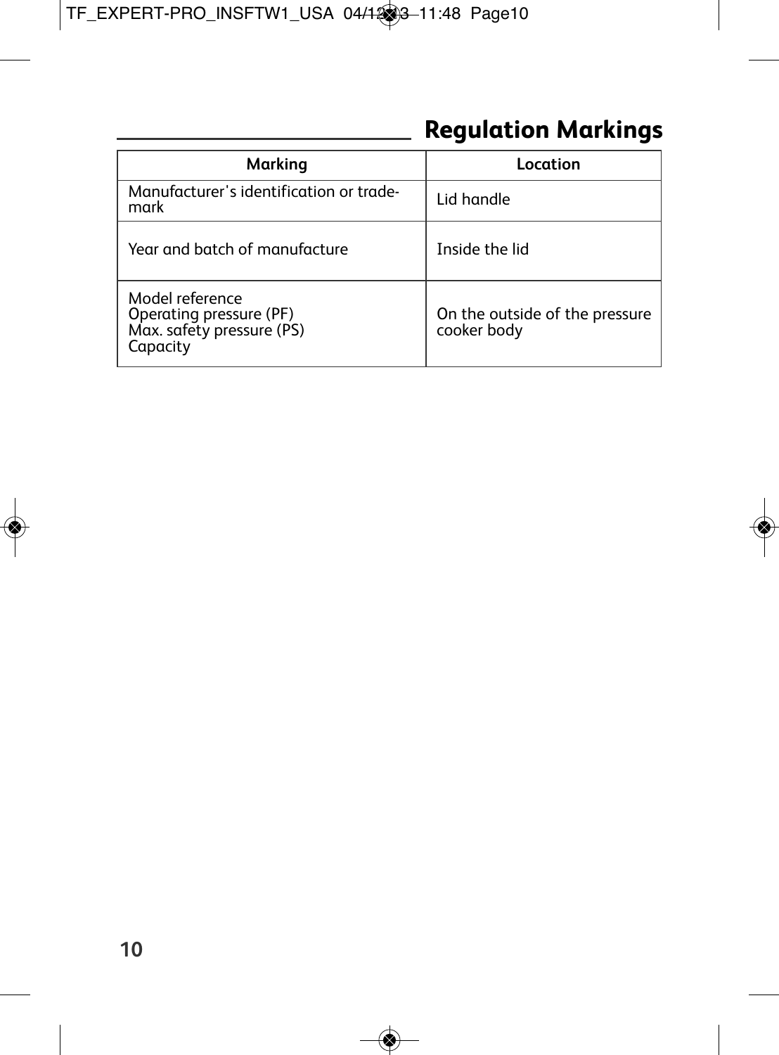## Regulation Markings

| Marking | Location |
| --- | --- |
| Manufacturer's identification or trade-mark | Lid handle |
| Year and batch of manufacture | Inside the lid |
| Model reference<br>Operating pressure (PF)<br>Max. safety pressure (PS)<br>Capacity | On the outside of the pressure cooker body |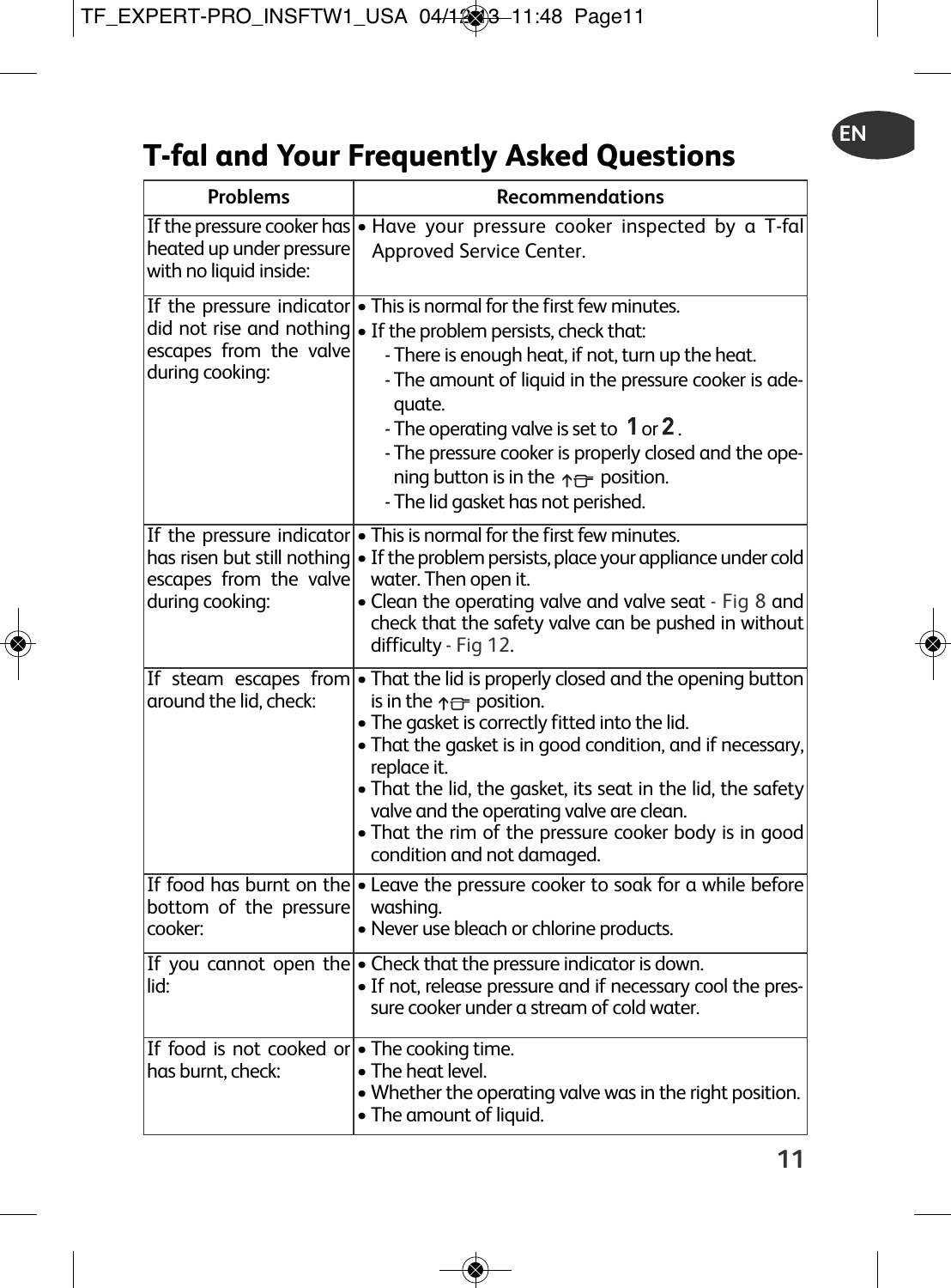# T-fal and Your Frequently Asked Questions

| Problems | Recommendations |
|---|---|
| If the pressure cooker has heated up under pressure with no liquid inside: | • Have your pressure cooker inspected by a T-fal Approved Service Center. |
| If the pressure indicator did not rise and nothing escapes from the valve during cooking: | • This is normal for the first few minutes.<br>• If the problem persists, check that:<br>- There is enough heat, if not, turn up the heat.<br>- The amount of liquid in the pressure cooker is adequate.<br>- The operating valve is set to **1** or **2**.<br>- The pressure cooker is properly closed and the opening button is in the position.<br>- The lid gasket has not perished. |
| If the pressure indicator has risen but still nothing escapes from the valve during cooking: | • This is normal for the first few minutes.<br>• If the problem persists, place your appliance under cold water. Then open it.<br>• Clean the operating valve and valve seat - Fig 8 and check that the safety valve can be pushed in without difficulty - Fig 12. |
| If steam escapes from around the lid, check: | • That the lid is properly closed and the opening button is in the position.<br>• The gasket is correctly fitted into the lid.<br>• That the gasket is in good condition, and if necessary, replace it.<br>• That the lid, the gasket, its seat in the lid, the safety valve and the operating valve are clean.<br>• That the rim of the pressure cooker body is in good condition and not damaged. |
| If food has burnt on the bottom of the pressure cooker: | • Leave the pressure cooker to soak for a while before washing.<br>• Never use bleach or chlorine products. |
| If you cannot open the lid: | • Check that the pressure indicator is down.<br>• If not, release pressure and if necessary cool the pressure cooker under a stream of cold water. |
| If food is not cooked or has burnt, check: | • The cooking time.<br>• The heat level.<br>• Whether the operating valve was in the right position.<br>• The amount of liquid. |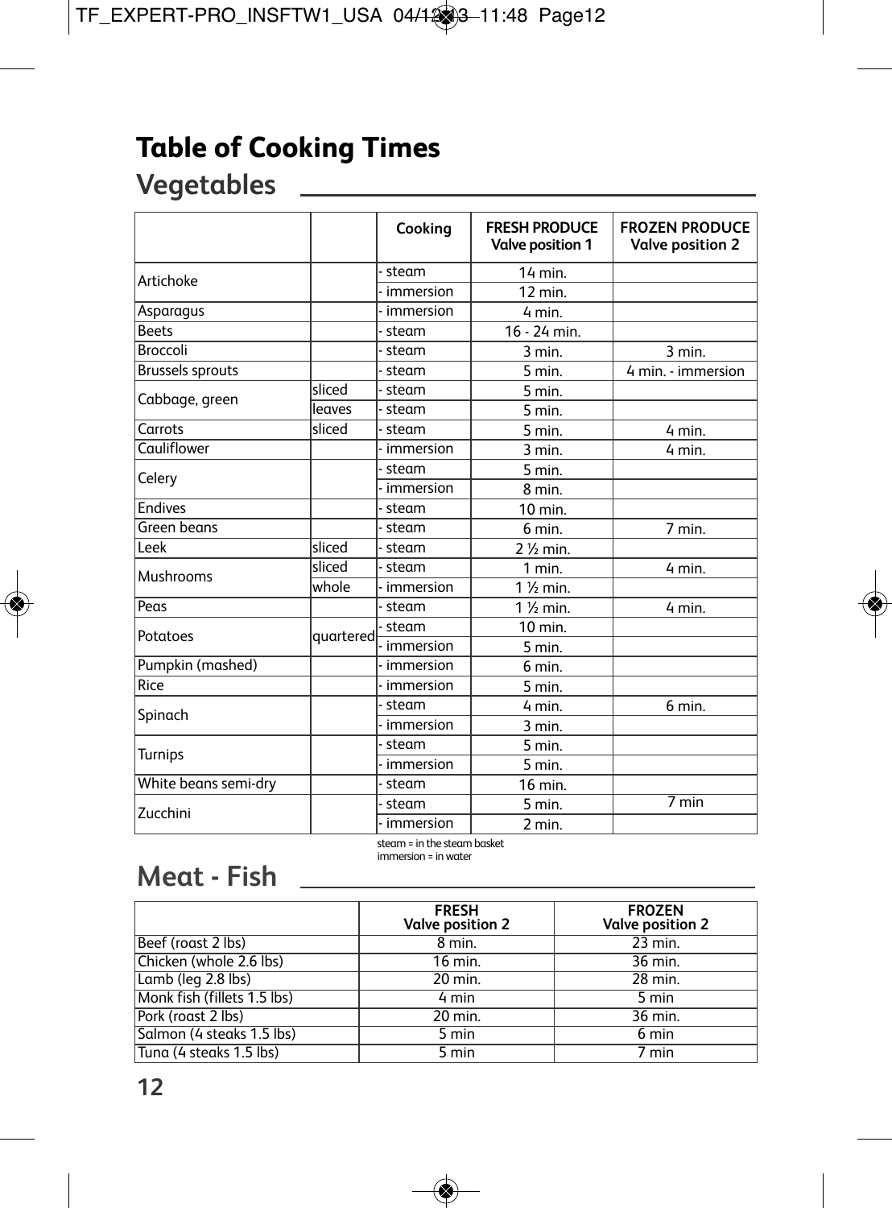# Table of Cooking Times

## Vegetables

| | | Cooking | FRESH PRODUCE Valve position 1 | FROZEN PRODUCE Valve position 2 |
|---|---|---|---|---|
| Artichoke | | - steam | 14 min. | |
| | | - immersion | 12 min. | |
| Asparagus | | - immersion | 4 min. | |
| Beets | | - steam | 16 - 24 min. | |
| Broccoli | | - steam | 3 min. | 3 min. |
| Brussels sprouts | | - steam | 5 min. | 4 min. - immersion |
| Cabbage, green | sliced | - steam | 5 min. | |
| | leaves | - steam | 5 min. | |
| Carrots | sliced | - steam | 5 min. | 4 min. |
| Cauliflower | | - immersion | 3 min. | 4 min. |
| Celery | | - steam | 5 min. | |
| | | - immersion | 8 min. | |
| Endives | | - steam | 10 min. | |
| Green beans | | - steam | 6 min. | 7 min. |
| Leek | sliced | - steam | 2 ½ min. | |
| Mushrooms | sliced | - steam | 1 min. | 4 min. |
| | whole | - immersion | 1 ½ min. | |
| Peas | | - steam | 1 ½ min. | 4 min. |
| Potatoes | quartered | - steam | 10 min. | |
| | | - immersion | 5 min. | |
| Pumpkin (mashed) | | - immersion | 6 min. | |
| Rice | | - immersion | 5 min. | |
| Spinach | | - steam | 4 min. | 6 min. |
| | | - immersion | 3 min. | |
| Turnips | | - steam | 5 min. | |
| | | - immersion | 5 min. | |
| White beans semi-dry | | - steam | 16 min. | |
| Zucchini | | - steam | 5 min. | 7 min |
| | | - immersion | 2 min. | |

steam = in the steam basket
immersion = in water

## Meat - Fish

| | FRESH Valve position 2 | FROZEN Valve position 2 |
|---|---|---|
| Beef (roast 2 lbs) | 8 min. | 23 min. |
| Chicken (whole 2.6 lbs) | 16 min. | 36 min. |
| Lamb (leg 2.8 lbs) | 20 min. | 28 min. |
| Monk fish (fillets 1.5 lbs) | 4 min | 5 min |
| Pork (roast 2 lbs) | 20 min. | 36 min. |
| Salmon (4 steaks 1.5 lbs) | 5 min | 6 min |
| Tuna (4 steaks 1.5 lbs) | 5 min | 7 min |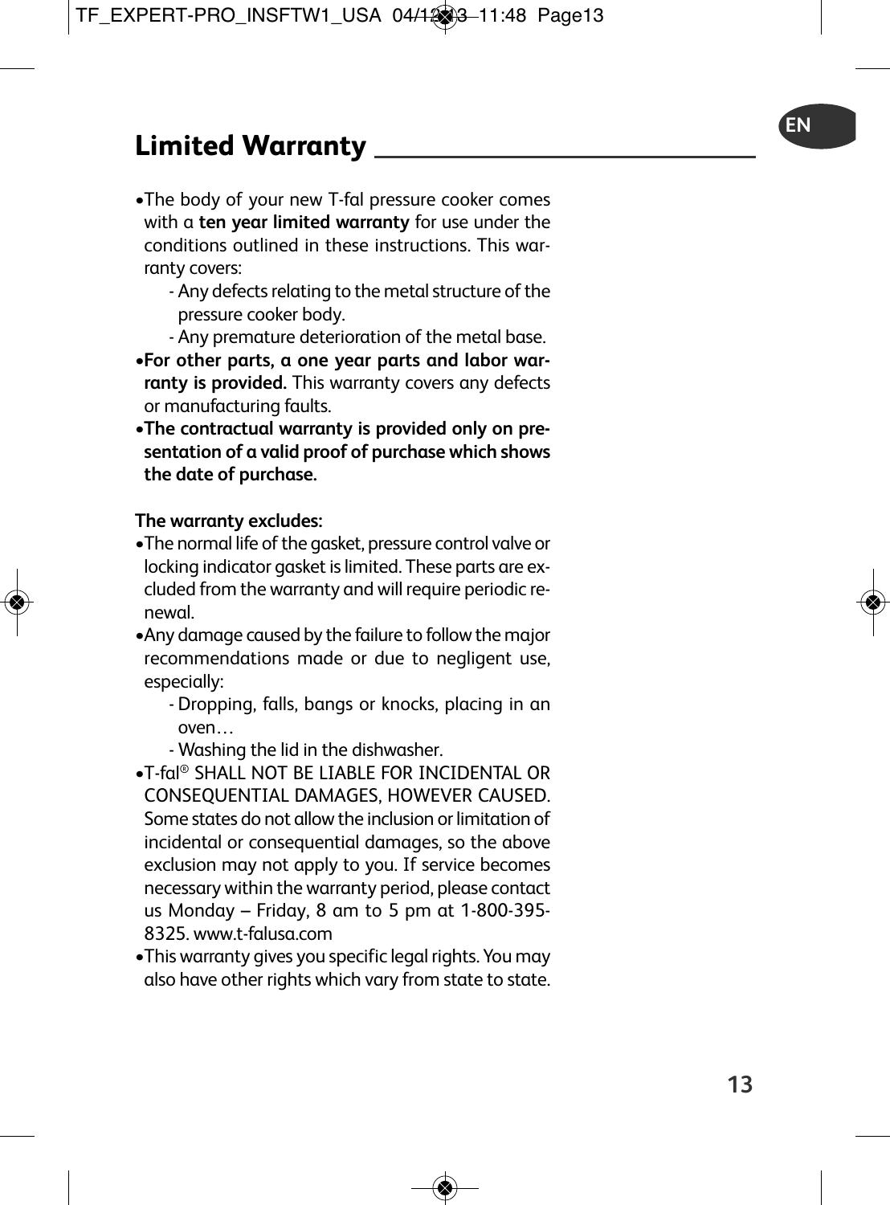## Limited Warranty

- The body of your new T-fal pressure cooker comes with a **ten year limited warranty** for use under the conditions outlined in these instructions. This warranty covers:
  - Any defects relating to the metal structure of the pressure cooker body.
  - Any premature deterioration of the metal base.
- **For other parts, a one year parts and labor warranty is provided.** This warranty covers any defects or manufacturing faults.
- **The contractual warranty is provided only on presentation of a valid proof of purchase which shows the date of purchase.**

**The warranty excludes:**

- The normal life of the gasket, pressure control valve or locking indicator gasket is limited. These parts are excluded from the warranty and will require periodic renewal.
- Any damage caused by the failure to follow the major recommendations made or due to negligent use, especially:
  - Dropping, falls, bangs or knocks, placing in an oven…
  - Washing the lid in the dishwasher.
- T-fal® SHALL NOT BE LIABLE FOR INCIDENTAL OR CONSEQUENTIAL DAMAGES, HOWEVER CAUSED. Some states do not allow the inclusion or limitation of incidental or consequential damages, so the above exclusion may not apply to you. If service becomes necessary within the warranty period, please contact us Monday – Friday, 8 am to 5 pm at 1-800-395-8325. www.t-falusa.com
- This warranty gives you specific legal rights. You may also have other rights which vary from state to state.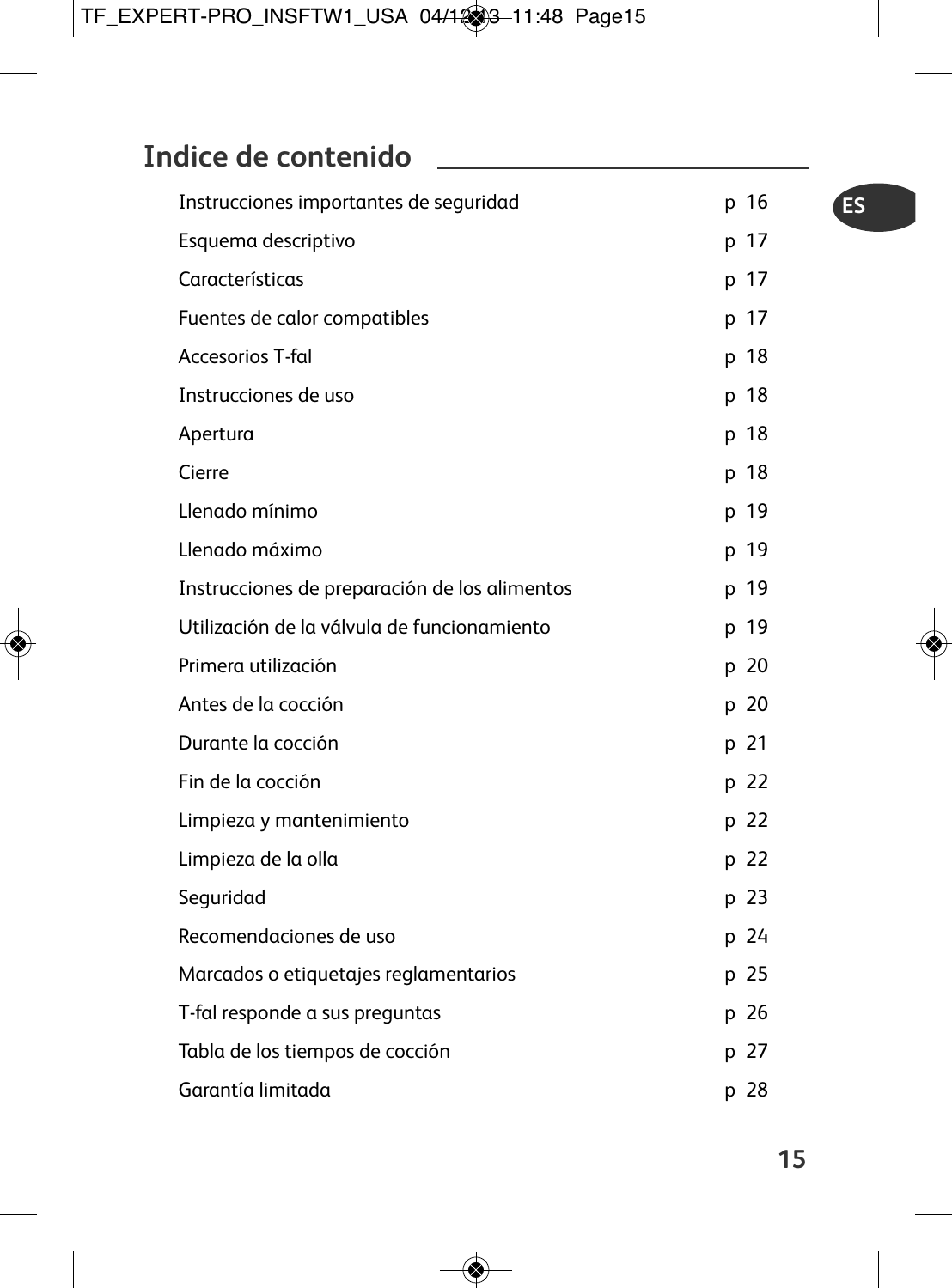## Indice de contenido

| | |
|---|---|
| Instrucciones importantes de seguridad | p 16 |
| Esquema descriptivo | p 17 |
| Características | p 17 |
| Fuentes de calor compatibles | p 17 |
| Accesorios T-fal | p 18 |
| Instrucciones de uso | p 18 |
| Apertura | p 18 |
| Cierre | p 18 |
| Llenado mínimo | p 19 |
| Llenado máximo | p 19 |
| Instrucciones de preparación de los alimentos | p 19 |
| Utilización de la válvula de funcionamiento | p 19 |
| Primera utilización | p 20 |
| Antes de la cocción | p 20 |
| Durante la cocción | p 21 |
| Fin de la cocción | p 22 |
| Limpieza y mantenimiento | p 22 |
| Limpieza de la olla | p 22 |
| Seguridad | p 23 |
| Recomendaciones de uso | p 24 |
| Marcados o etiquetajes reglamentarios | p 25 |
| T-fal responde a sus preguntas | p 26 |
| Tabla de los tiempos de cocción | p 27 |
| Garantía limitada | p 28 |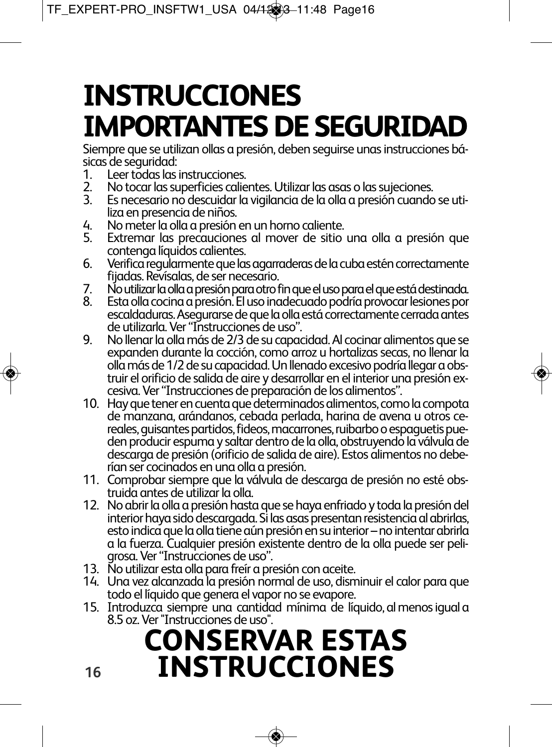# INSTRUCCIONES IMPORTANTES DE SEGURIDAD

Siempre que se utilizan ollas a presión, deben seguirse unas instrucciones básicas de seguridad:

1. Leer todas las instrucciones.
2. No tocar las superficies calientes. Utilizar las asas o las sujeciones.
3. Es necesario no descuidar la vigilancia de la olla a presión cuando se utiliza en presencia de niños.
4. No meter la olla a presión en un horno caliente.
5. Extremar las precauciones al mover de sitio una olla a presión que contenga líquidos calientes.
6. Verifica regularmente que las agarraderas de la cuba estén correctamente fijadas. Revísalas, de ser necesario.
7. No utilizar la olla a presión para otro fin que el uso para el que está destinada.
8. Esta olla cocina a presión. El uso inadecuado podría provocar lesiones por escaldaduras. Asegurarse de que la olla está correctamente cerrada antes de utilizarla. Ver "Instrucciones de uso".
9. No llenar la olla más de 2/3 de su capacidad. Al cocinar alimentos que se expanden durante la cocción, como arroz u hortalizas secas, no llenar la olla más de 1/2 de su capacidad. Un llenado excesivo podría llegar a obstruir el orificio de salida de aire y desarrollar en el interior una presión excesiva. Ver "Instrucciones de preparación de los alimentos".
10. Hay que tener en cuenta que determinados alimentos, como la compota de manzana, arándanos, cebada perlada, harina de avena u otros cereales, guisantes partidos, fideos, macarrones, ruibarbo o espaguetis pueden producir espuma y saltar dentro de la olla, obstruyendo la válvula de descarga de presión (orificio de salida de aire). Estos alimentos no deberían ser cocinados en una olla a presión.
11. Comprobar siempre que la válvula de descarga de presión no esté obstruida antes de utilizar la olla.
12. No abrir la olla a presión hasta que se haya enfriado y toda la presión del interior haya sido descargada. Si las asas presentan resistencia al abrirlas, esto indica que la olla tiene aún presión en su interior – no intentar abrirla a la fuerza. Cualquier presión existente dentro de la olla puede ser peligrosa. Ver "Instrucciones de uso".
13. No utilizar esta olla para freír a presión con aceite.
14. Una vez alcanzada la presión normal de uso, disminuir el calor para que todo el líquido que genera el vapor no se evapore.
15. Introduzca siempre una cantidad mínima de líquido, al menos igual a 8.5 oz. Ver "Instrucciones de uso".

# CONSERVAR ESTAS INSTRUCCIONES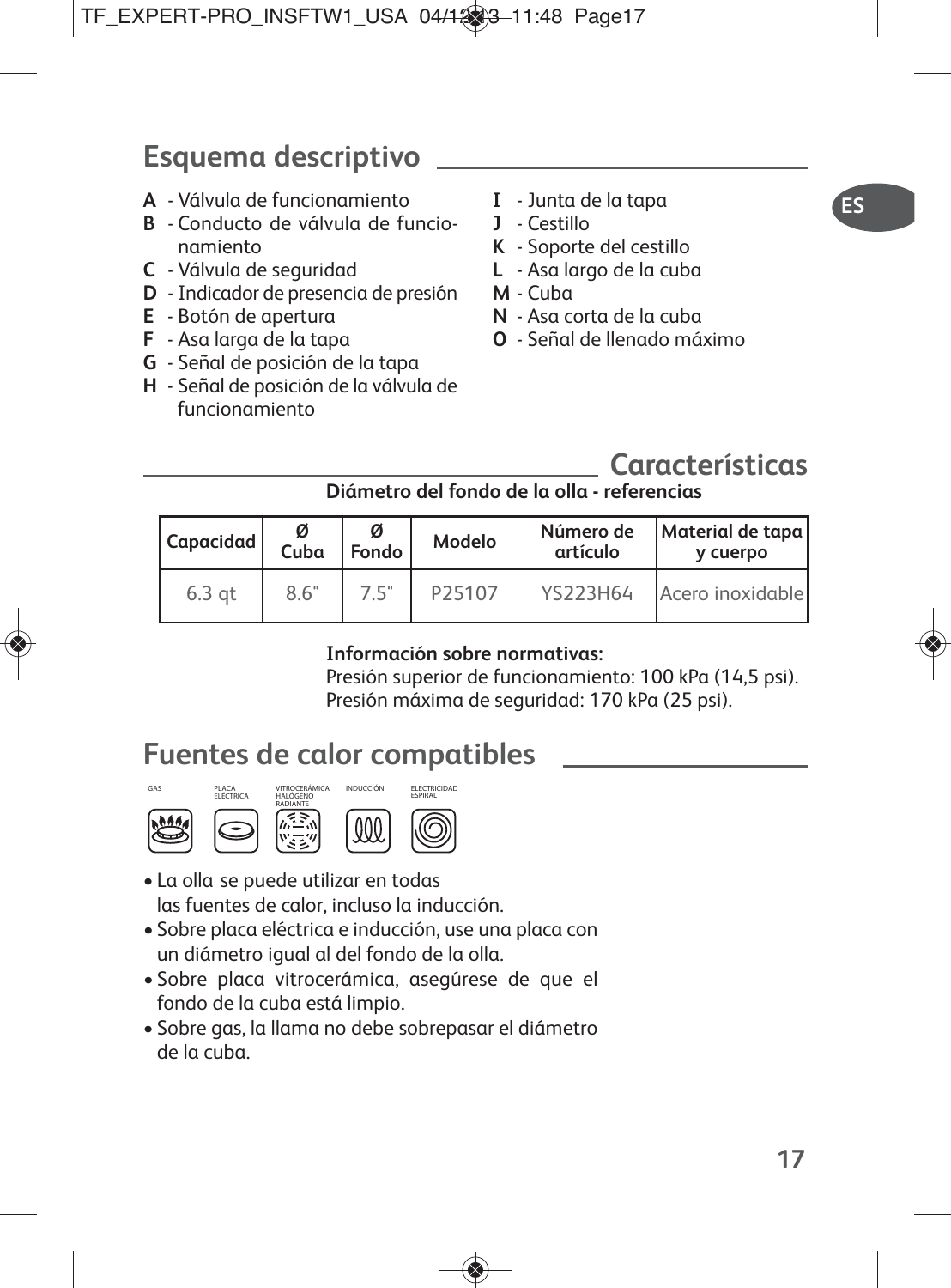## Esquema descriptivo

**A** - Válvula de funcionamiento
**B** - Conducto de válvula de funcionamiento
**C** - Válvula de seguridad
**D** - Indicador de presencia de presión
**E** - Botón de apertura
**F** - Asa larga de la tapa
**G** - Señal de posición de la tapa
**H** - Señal de posición de la válvula de funcionamiento
**I** - Junta de la tapa
**J** - Cestillo
**K** - Soporte del cestillo
**L** - Asa largo de la cuba
**M** - Cuba
**N** - Asa corta de la cuba
**O** - Señal de llenado máximo

## Características

**Diámetro del fondo de la olla - referencias**

| Capacidad | Ø Cuba | Ø Fondo | Modelo | Número de artículo | Material de tapa y cuerpo |
|---|---|---|---|---|---|
| 6.3 qt | 8.6" | 7.5" | P25107 | YS223H64 | Acero inoxidable |

**Información sobre normativas:**
Presión superior de funcionamiento: 100 kPa (14,5 psi).
Presión máxima de seguridad: 170 kPa (25 psi).

## Fuentes de calor compatibles

GAS | PLACA ELÉCTRICA | VITROCERÁMICA HALÓGENO RADIANTE | INDUCCIÓN | ELECTRICIDAD ESPIRAL

- La olla se puede utilizar en todas las fuentes de calor, incluso la inducción.
- Sobre placa eléctrica e inducción, use una placa con un diámetro igual al del fondo de la olla.
- Sobre placa vitrocerámica, asegúrese de que el fondo de la cuba está limpio.
- Sobre gas, la llama no debe sobrepasar el diámetro de la cuba.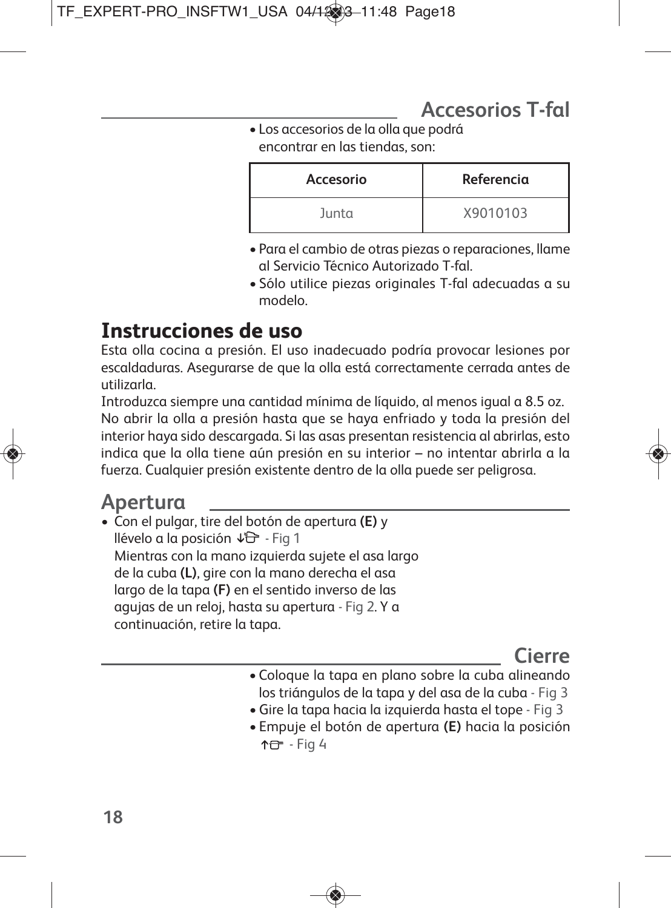## Accesorios T-fal

- Los accesorios de la olla que podrá encontrar en las tiendas, son:

| Accesorio | Referencia |
|---|---|
| Junta | X9010103 |

- Para el cambio de otras piezas o reparaciones, llame al Servicio Técnico Autorizado T-fal.
- Sólo utilice piezas originales T-fal adecuadas a su modelo.

# Instrucciones de uso

Esta olla cocina a presión. El uso inadecuado podría provocar lesiones por escaldaduras. Asegurarse de que la olla está correctamente cerrada antes de utilizarla.

Introduzca siempre una cantidad mínima de líquido, al menos igual a 8.5 oz.

No abrir la olla a presión hasta que se haya enfriado y toda la presión del interior haya sido descargada. Si las asas presentan resistencia al abrirlas, esto indica que la olla tiene aún presión en su interior – no intentar abrirla a la fuerza. Cualquier presión existente dentro de la olla puede ser peligrosa.

## Apertura

- Con el pulgar, tire del botón de apertura **(E)** y llévelo a la posición ↓☞ - Fig 1
  Mientras con la mano izquierda sujete el asa largo de la cuba **(L)**, gire con la mano derecha el asa largo de la tapa **(F)** en el sentido inverso de las agujas de un reloj, hasta su apertura - Fig 2. Y a continuación, retire la tapa.

## Cierre

- Coloque la tapa en plano sobre la cuba alineando los triángulos de la tapa y del asa de la cuba - Fig 3
- Gire la tapa hacia la izquierda hasta el tope - Fig 3
- Empuje el botón de apertura **(E)** hacia la posición ↑☞ - Fig 4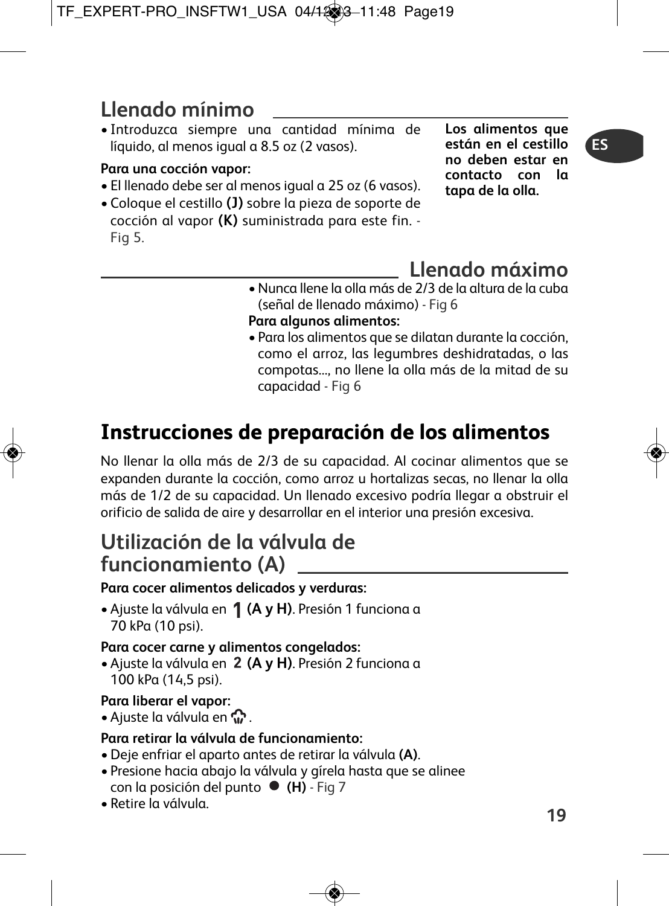## Llenado mínimo

- Introduzca siempre una cantidad mínima de líquido, al menos igual a 8.5 oz (2 vasos).

**Para una cocción vapor:**

- El llenado debe ser al menos igual a 25 oz (6 vasos).
- Coloque el cestillo **(J)** sobre la pieza de soporte de cocción al vapor **(K)** suministrada para este fin. - Fig 5.

**Los alimentos que están en el cestillo no deben estar en contacto con la tapa de la olla.**

## Llenado máximo

- Nunca llene la olla más de 2/3 de la altura de la cuba (señal de llenado máximo) - Fig 6

**Para algunos alimentos:**

- Para los alimentos que se dilatan durante la cocción, como el arroz, las legumbres deshidratadas, o las compotas..., no llene la olla más de la mitad de su capacidad - Fig 6

# Instrucciones de preparación de los alimentos

No llenar la olla más de 2/3 de su capacidad. Al cocinar alimentos que se expanden durante la cocción, como arroz u hortalizas secas, no llenar la olla más de 1/2 de su capacidad. Un llenado excesivo podría llegar a obstruir el orificio de salida de aire y desarrollar en el interior una presión excesiva.

## Utilización de la válvula de funcionamiento (A)

**Para cocer alimentos delicados y verduras:**

- Ajuste la válvula en **1 (A y H)**. Presión 1 funciona a 70 kPa (10 psi).

**Para cocer carne y alimentos congelados:**

- Ajuste la válvula en **2 (A y H)**. Presión 2 funciona a 100 kPa (14,5 psi).

**Para liberar el vapor:**

- Ajuste la válvula en .

**Para retirar la válvula de funcionamiento:**

- Deje enfriar el aparto antes de retirar la válvula **(A)**.
- Presione hacia abajo la válvula y gírela hasta que se alinee con la posición del punto ● **(H)** - Fig 7
- Retire la válvula.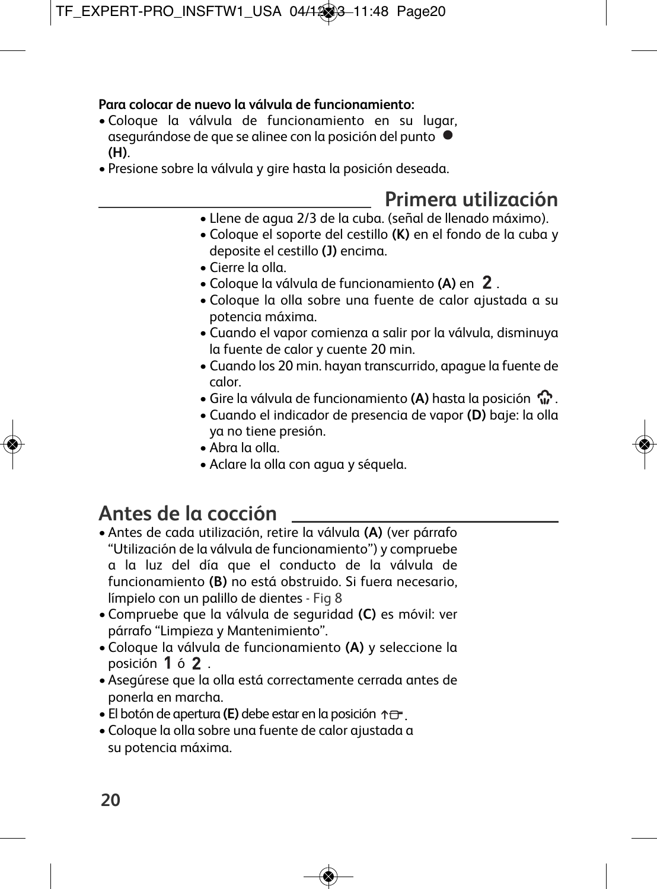**Para colocar de nuevo la válvula de funcionamiento:**

- Coloque la válvula de funcionamiento en su lugar, asegurándose de que se alinee con la posición del punto ● **(H)**.
- Presione sobre la válvula y gire hasta la posición deseada.

## Primera utilización

- Llene de agua 2/3 de la cuba. (señal de llenado máximo).
- Coloque el soporte del cestillo **(K)** en el fondo de la cuba y deposite el cestillo **(J)** encima.
- Cierre la olla.
- Coloque la válvula de funcionamiento **(A)** en **2**.
- Coloque la olla sobre una fuente de calor ajustada a su potencia máxima.
- Cuando el vapor comienza a salir por la válvula, disminuya la fuente de calor y cuente 20 min.
- Cuando los 20 min. hayan transcurrido, apague la fuente de calor.
- Gire la válvula de funcionamiento **(A)** hasta la posición .
- Cuando el indicador de presencia de vapor **(D)** baje: la olla ya no tiene presión.
- Abra la olla.
- Aclare la olla con agua y séquela.

## Antes de la cocción

- Antes de cada utilización, retire la válvula **(A)** (ver párrafo "Utilización de la válvula de funcionamiento") y compruebe a la luz del día que el conducto de la válvula de funcionamiento **(B)** no está obstruido. Si fuera necesario, límpielo con un palillo de dientes - Fig 8
- Compruebe que la válvula de seguridad **(C)** es móvil: ver párrafo "Limpieza y Mantenimiento".
- Coloque la válvula de funcionamiento **(A)** y seleccione la posición **1** ó **2**.
- Asegúrese que la olla está correctamente cerrada antes de ponerla en marcha.
- El botón de apertura **(E)** debe estar en la posición .
- Coloque la olla sobre una fuente de calor ajustada a su potencia máxima.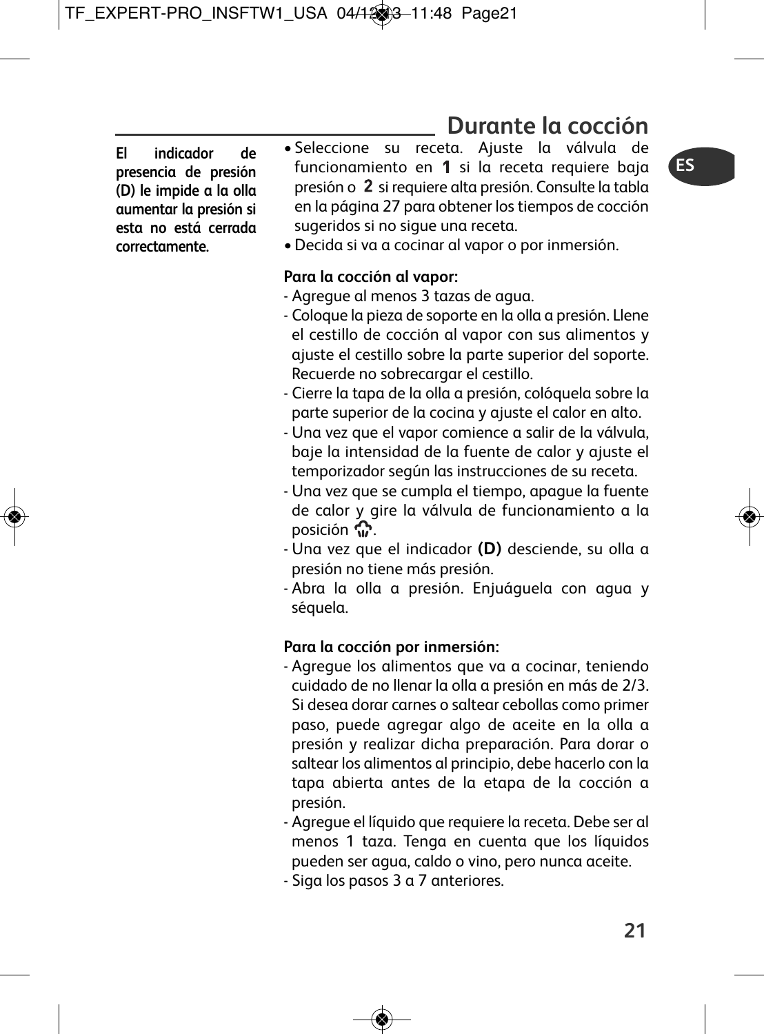## Durante la cocción

**El indicador de presencia de presión (D) le impide a la olla aumentar la presión si esta no está cerrada correctamente.**

- Seleccione su receta. Ajuste la válvula de funcionamiento en **1** si la receta requiere baja presión o **2** si requiere alta presión. Consulte la tabla en la página 27 para obtener los tiempos de cocción sugeridos si no sigue una receta.
- Decida si va a cocinar al vapor o por inmersión.

**Para la cocción al vapor:**

- Agregue al menos 3 tazas de agua.
- Coloque la pieza de soporte en la olla a presión. Llene el cestillo de cocción al vapor con sus alimentos y ajuste el cestillo sobre la parte superior del soporte. Recuerde no sobrecargar el cestillo.
- Cierre la tapa de la olla a presión, colóquela sobre la parte superior de la cocina y ajuste el calor en alto.
- Una vez que el vapor comience a salir de la válvula, baje la intensidad de la fuente de calor y ajuste el temporizador según las instrucciones de su receta.
- Una vez que se cumpla el tiempo, apague la fuente de calor y gire la válvula de funcionamiento a la posición ♨.
- Una vez que el indicador **(D)** desciende, su olla a presión no tiene más presión.
- Abra la olla a presión. Enjuáguela con agua y séquela.

**Para la cocción por inmersión:**

- Agregue los alimentos que va a cocinar, teniendo cuidado de no llenar la olla a presión en más de 2/3. Si desea dorar carnes o saltear cebollas como primer paso, puede agregar algo de aceite en la olla a presión y realizar dicha preparación. Para dorar o saltear los alimentos al principio, debe hacerlo con la tapa abierta antes de la etapa de la cocción a presión.
- Agregue el líquido que requiere la receta. Debe ser al menos 1 taza. Tenga en cuenta que los líquidos pueden ser agua, caldo o vino, pero nunca aceite.
- Siga los pasos 3 a 7 anteriores.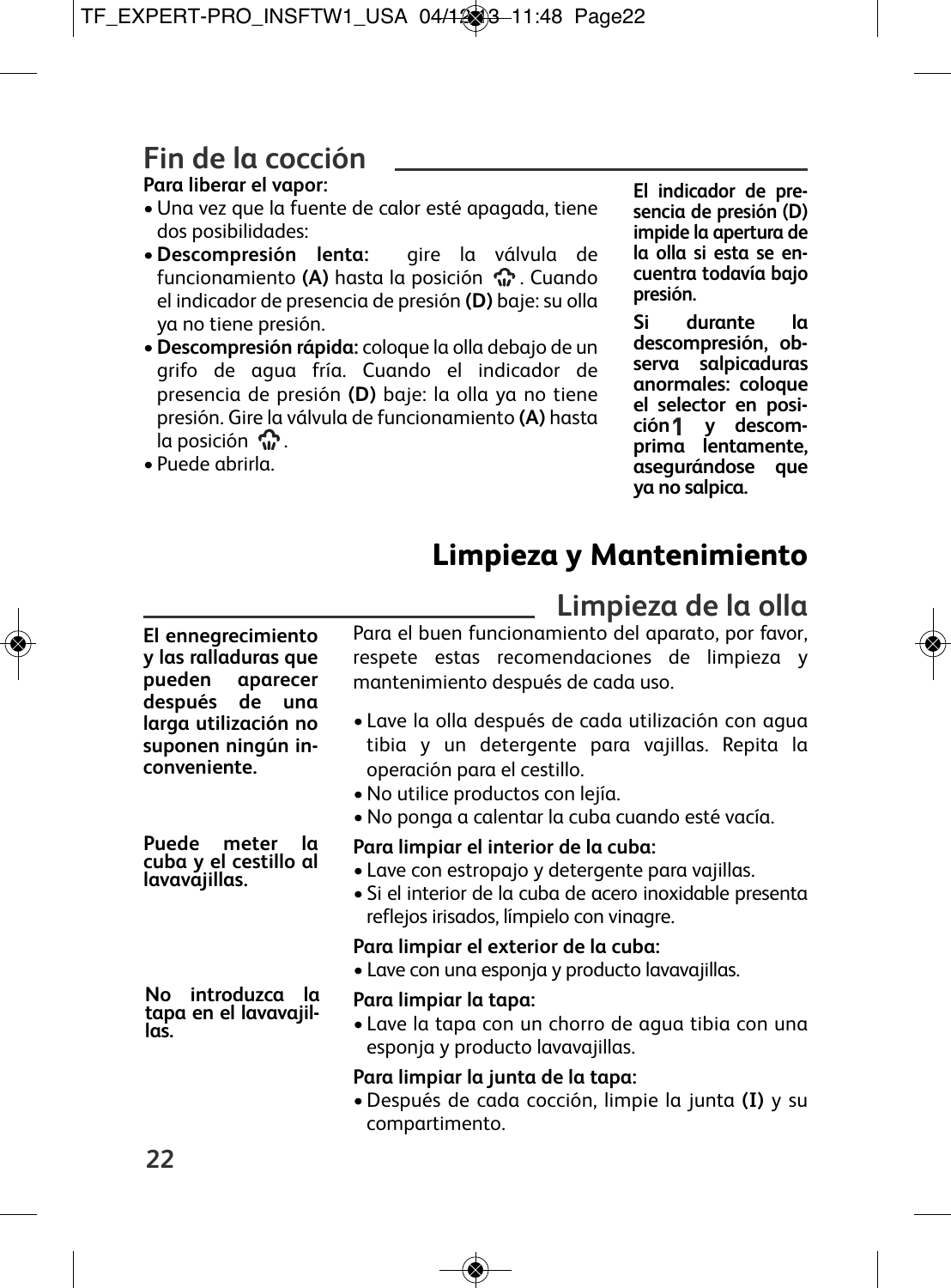## Fin de la cocción

**Para liberar el vapor:**

- Una vez que la fuente de calor esté apagada, tiene dos posibilidades:
- **Descompresión lenta:** gire la válvula de funcionamiento **(A)** hasta la posición . Cuando el indicador de presencia de presión **(D)** baje: su olla ya no tiene presión.
- **Descompresión rápida:** coloque la olla debajo de un grifo de agua fría. Cuando el indicador de presencia de presión **(D)** baje: la olla ya no tiene presión. Gire la válvula de funcionamiento **(A)** hasta la posición .
- Puede abrirla.

**El indicador de presencia de presión (D) impide la apertura de la olla si esta se encuentra todavía bajo presión.**

**Si durante la descompresión, observa salpicaduras anormales: coloque el selector en posición 1 y descomprima lentamente, asegurándose que ya no salpica.**

# Limpieza y Mantenimiento

## Limpieza de la olla

**El ennegrecimiento y las ralladuras que pueden aparecer después de una larga utilización no suponen ningún inconveniente.**

Para el buen funcionamiento del aparato, por favor, respete estas recomendaciones de limpieza y mantenimiento después de cada uso.

- Lave la olla después de cada utilización con agua tibia y un detergente para vajillas. Repita la operación para el cestillo.
- No utilice productos con lejía.
- No ponga a calentar la cuba cuando esté vacía.

**Puede meter la cuba y el cestillo al lavavajillas.**

**Para limpiar el interior de la cuba:**

- Lave con estropajo y detergente para vajillas.
- Si el interior de la cuba de acero inoxidable presenta reflejos irisados, límpielo con vinagre.

**Para limpiar el exterior de la cuba:**

- Lave con una esponja y producto lavavajillas.

**No introduzca la tapa en el lavavajillas.**

**Para limpiar la tapa:**

- Lave la tapa con un chorro de agua tibia con una esponja y producto lavavajillas.

**Para limpiar la junta de la tapa:**

- Después de cada cocción, limpie la junta **(I)** y su compartimento.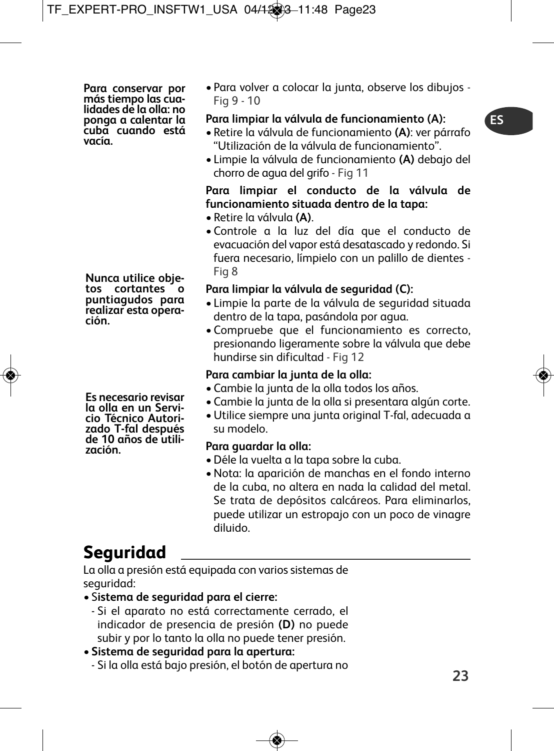**Para conservar por más tiempo las cualidades de la olla: no ponga a calentar la cuba cuando está vacía.**

- Para volver a colocar la junta, observe los dibujos - Fig 9 - 10

**Para limpiar la válvula de funcionamiento (A):**

- Retire la válvula de funcionamiento **(A)**: ver párrafo "Utilización de la válvula de funcionamiento".
- Limpie la válvula de funcionamiento **(A)** debajo del chorro de agua del grifo - Fig 11

**Para limpiar el conducto de la válvula de funcionamiento situada dentro de la tapa:**

- Retire la válvula **(A)**.
- Controle a la luz del día que el conducto de evacuación del vapor está desatascado y redondo. Si fuera necesario, límpielo con un palillo de dientes - Fig 8

**Nunca utilice objetos cortantes o puntiagudos para realizar esta operación.**

**Para limpiar la válvula de seguridad (C):**

- Limpie la parte de la válvula de seguridad situada dentro de la tapa, pasándola por agua.
- Compruebe que el funcionamiento es correcto, presionando ligeramente sobre la válvula que debe hundirse sin dificultad - Fig 12

**Es necesario revisar la olla en un Servicio Técnico Autorizado T-fal después de 10 años de utilización.**

**Para cambiar la junta de la olla:**

- Cambie la junta de la olla todos los años.
- Cambie la junta de la olla si presentara algún corte.
- Utilice siempre una junta original T-fal, adecuada a su modelo.

**Para guardar la olla:**

- Déle la vuelta a la tapa sobre la cuba.
- Nota: la aparición de manchas en el fondo interno de la cuba, no altera en nada la calidad del metal. Se trata de depósitos calcáreos. Para eliminarlos, puede utilizar un estropajo con un poco de vinagre diluido.

## Seguridad

La olla a presión está equipada con varios sistemas de seguridad:

- **Sistema de seguridad para el cierre:**
  - Si el aparato no está correctamente cerrado, el indicador de presencia de presión **(D)** no puede subir y por lo tanto la olla no puede tener presión.
- **Sistema de seguridad para la apertura:**
  - Si la olla está bajo presión, el botón de apertura no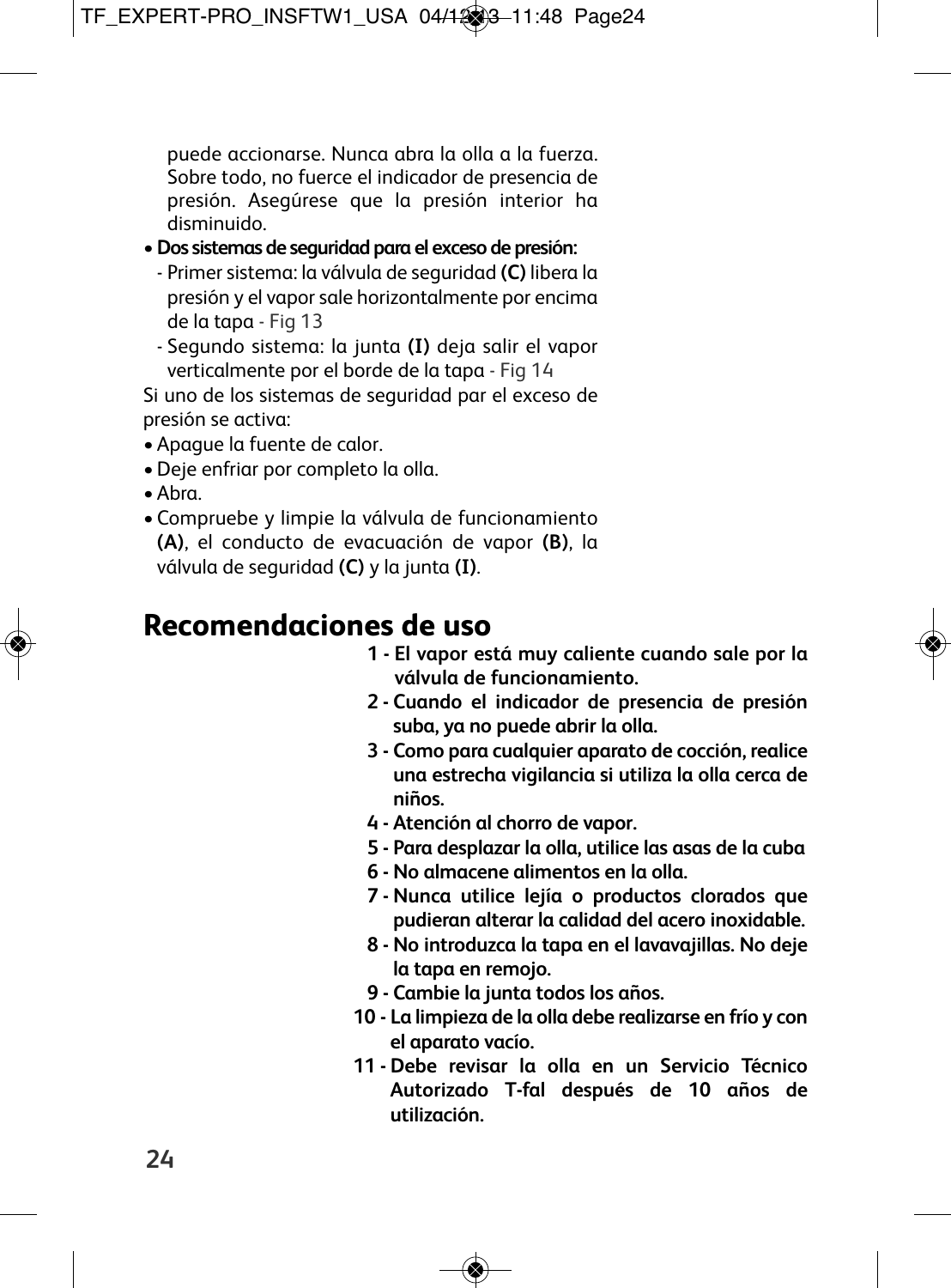puede accionarse. Nunca abra la olla a la fuerza. Sobre todo, no fuerce el indicador de presencia de presión. Asegúrese que la presión interior ha disminuido.

- **Dos sistemas de seguridad para el exceso de presión:**
  - Primer sistema: la válvula de seguridad **(C)** libera la presión y el vapor sale horizontalmente por encima de la tapa - Fig 13
  - Segundo sistema: la junta **(I)** deja salir el vapor verticalmente por el borde de la tapa - Fig 14

Si uno de los sistemas de seguridad par el exceso de presión se activa:

- Apague la fuente de calor.
- Deje enfriar por completo la olla.
- Abra.
- Compruebe y limpie la válvula de funcionamiento **(A)**, el conducto de evacuación de vapor **(B)**, la válvula de seguridad **(C)** y la junta **(I)**.

## Recomendaciones de uso

**1 - El vapor está muy caliente cuando sale por la válvula de funcionamiento.**

**2 - Cuando el indicador de presencia de presión suba, ya no puede abrir la olla.**

**3 - Como para cualquier aparato de cocción, realice una estrecha vigilancia si utiliza la olla cerca de niños.**

**4 - Atención al chorro de vapor.**

**5 - Para desplazar la olla, utilice las asas de la cuba**

**6 - No almacene alimentos en la olla.**

**7 - Nunca utilice lejía o productos clorados que pudieran alterar la calidad del acero inoxidable.**

**8 - No introduzca la tapa en el lavavajillas. No deje la tapa en remojo.**

**9 - Cambie la junta todos los años.**

**10 - La limpieza de la olla debe realizarse en frío y con el aparato vacío.**

**11 - Debe revisar la olla en un Servicio Técnico Autorizado T-fal después de 10 años de utilización.**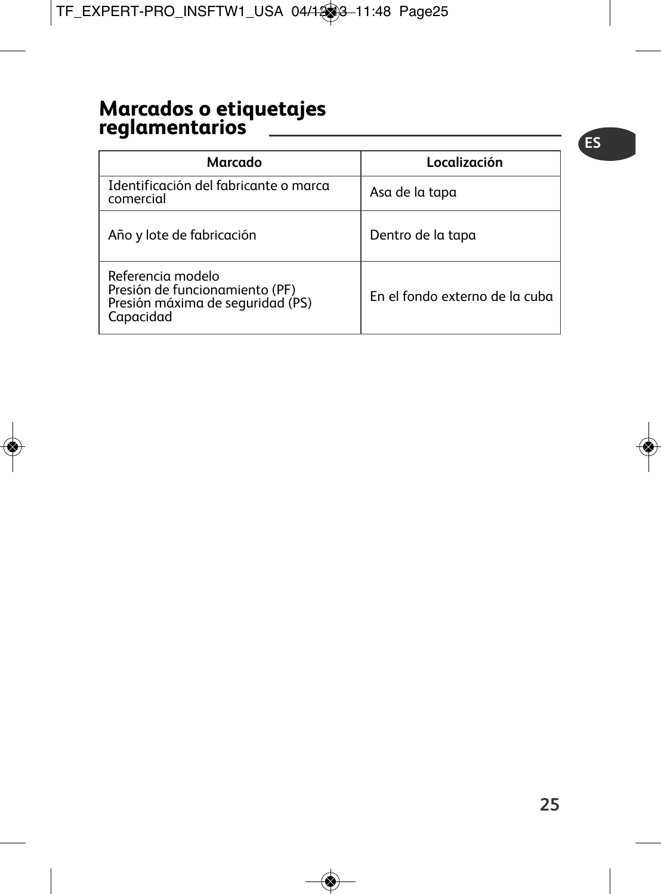## Marcados o etiquetajes reglamentarios

| Marcado | Localización |
|---|---|
| Identificación del fabricante o marca comercial | Asa de la tapa |
| Año y lote de fabricación | Dentro de la tapa |
| Referencia modelo<br>Presión de funcionamiento (PF)<br>Presión máxima de seguridad (PS)<br>Capacidad | En el fondo externo de la cuba |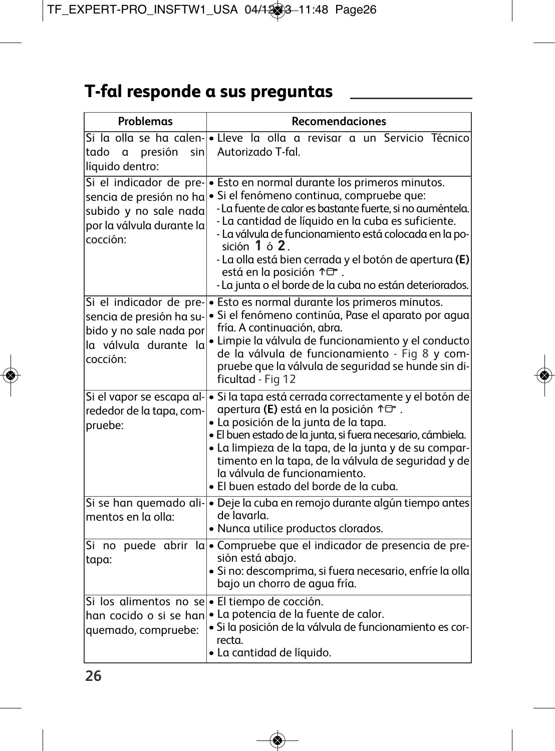## T-fal responde a sus preguntas

| Problemas | Recomendaciones |
|---|---|
| Si la olla se ha calentado a presión sin líquido dentro: | • Lleve la olla a revisar a un Servicio Técnico Autorizado T-fal. |
| Si el indicador de presencia de presión no ha subido y no sale nada por la válvula durante la cocción: | • Esto en normal durante los primeros minutos.<br>• Si el fenómeno continua, compruebe que:<br>- La fuente de calor es bastante fuerte, si no auméntela.<br>- La cantidad de líquido en la cuba es suficiente.<br>- La válvula de funcionamiento está colocada en la posición **1** ó **2**.<br>- La olla está bien cerrada y el botón de apertura **(E)** está en la posición ↑▭ .<br>- La junta o el borde de la cuba no están deteriorados. |
| Si el indicador de presencia de presión ha subido y no sale nada por la válvula durante la cocción: | • Esto es normal durante los primeros minutos.<br>• Si el fenómeno continúa, Pase el aparato por agua fría. A continuación, abra.<br>• Limpie la válvula de funcionamiento y el conducto de la válvula de funcionamiento - Fig 8 y compruebe que la válvula de seguridad se hunde sin dificultad - Fig 12 |
| Si el vapor se escapa alrededor de la tapa, compruebe: | • Si la tapa está cerrada correctamente y el botón de apertura **(E)** está en la posición ↑▭ .<br>• La posición de la junta de la tapa.<br>• El buen estado de la junta, si fuera necesario, cámbiela.<br>• La limpieza de la tapa, de la junta y de su compartimento en la tapa, de la válvula de seguridad y de la válvula de funcionamiento.<br>• El buen estado del borde de la cuba. |
| Si se han quemado alimentos en la olla: | • Deje la cuba en remojo durante algún tiempo antes de lavarla.<br>• Nunca utilice productos clorados. |
| Si no puede abrir la tapa: | • Compruebe que el indicador de presencia de presión está abajo.<br>• Si no: descomprima, si fuera necesario, enfríe la olla bajo un chorro de agua fría. |
| Si los alimentos no se han cocido o si se han quemado, compruebe: | • El tiempo de cocción.<br>• La potencia de la fuente de calor.<br>• Si la posición de la válvula de funcionamiento es correcta.<br>• La cantidad de líquido. |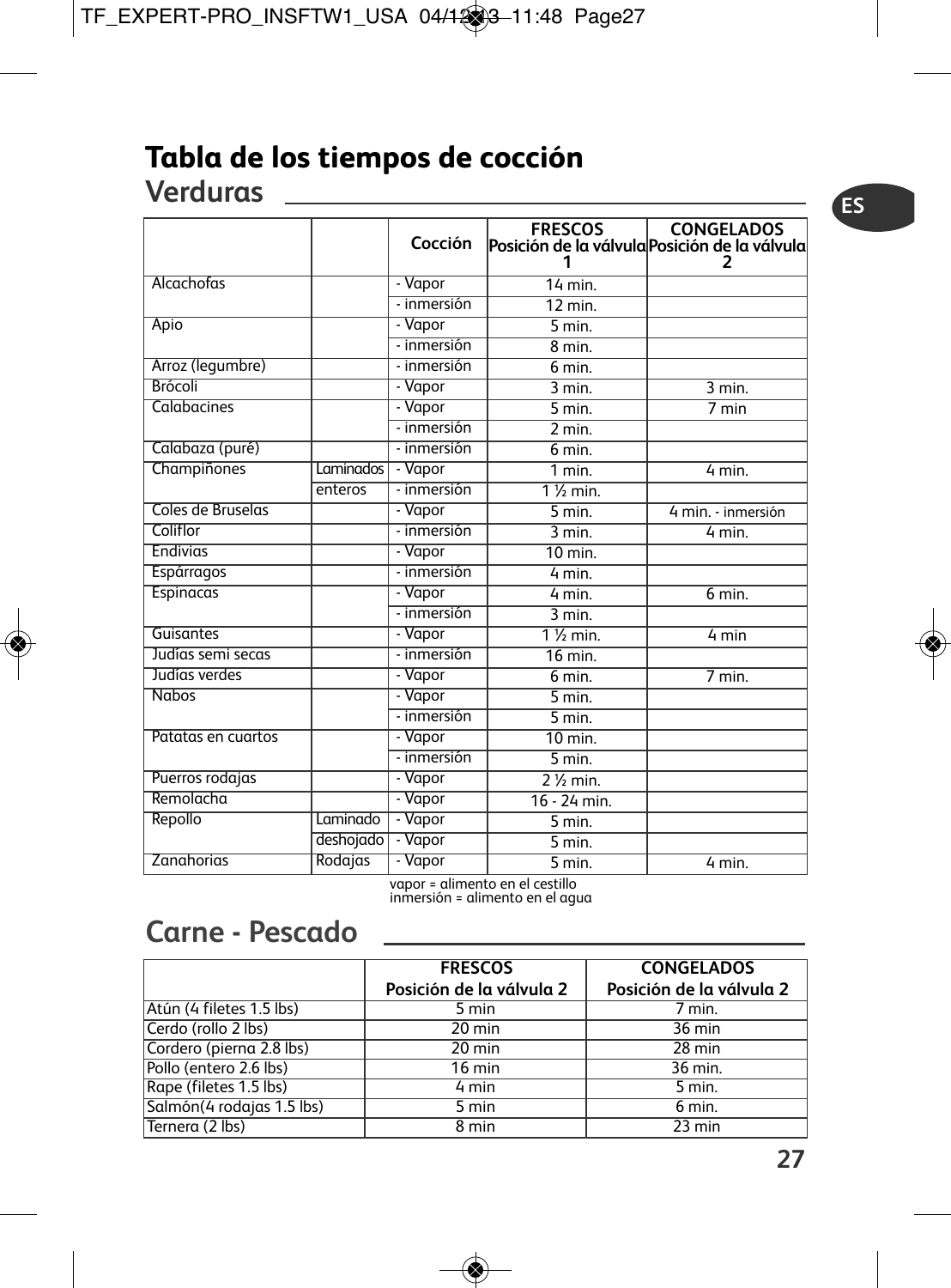# Tabla de los tiempos de cocción

## Verduras

| | | Cocción | FRESCOS Posición de la válvula 1 | CONGELADOS Posición de la válvula 2 |
|---|---|---|---|---|
| Alcachofas | | - Vapor | 14 min. | |
| | | - inmersión | 12 min. | |
| Apio | | - Vapor | 5 min. | |
| | | - inmersión | 8 min. | |
| Arroz (legumbre) | | - inmersión | 6 min. | |
| Brócoli | | - Vapor | 3 min. | 3 min. |
| Calabacines | | - Vapor | 5 min. | 7 min |
| | | - inmersión | 2 min. | |
| Calabaza (puré) | | - inmersión | 6 min. | |
| Champiñones | Laminados | - Vapor | 1 min. | 4 min. |
| | enteros | - inmersión | 1 ½ min. | |
| Coles de Bruselas | | - Vapor | 5 min. | 4 min. - inmersión |
| Coliflor | | - inmersión | 3 min. | 4 min. |
| Endivias | | - Vapor | 10 min. | |
| Espárragos | | - inmersión | 4 min. | |
| Espinacas | | - Vapor | 4 min. | 6 min. |
| | | - inmersión | 3 min. | |
| Guisantes | | - Vapor | 1 ½ min. | 4 min |
| Judías semi secas | | - inmersión | 16 min. | |
| Judías verdes | | - Vapor | 6 min. | 7 min. |
| Nabos | | - Vapor | 5 min. | |
| | | - inmersión | 5 min. | |
| Patatas en cuartos | | - Vapor | 10 min. | |
| | | - inmersión | 5 min. | |
| Puerros rodajas | | - Vapor | 2 ½ min. | |
| Remolacha | | - Vapor | 16 - 24 min. | |
| Repollo | Laminado | - Vapor | 5 min. | |
| | deshojado | - Vapor | 5 min. | |
| Zanahorias | Rodajas | - Vapor | 5 min. | 4 min. |

vapor = alimento en el cestillo
inmersión = alimento en el agua

## Carne - Pescado

| | FRESCOS Posición de la válvula 2 | CONGELADOS Posición de la válvula 2 |
|---|---|---|
| Atún (4 filetes 1.5 lbs) | 5 min | 7 min. |
| Cerdo (rollo 2 lbs) | 20 min | 36 min |
| Cordero (pierna 2.8 lbs) | 20 min | 28 min |
| Pollo (entero 2.6 lbs) | 16 min | 36 min. |
| Rape (filetes 1.5 lbs) | 4 min | 5 min. |
| Salmón(4 rodajas 1.5 lbs) | 5 min | 6 min. |
| Ternera (2 lbs) | 8 min | 23 min |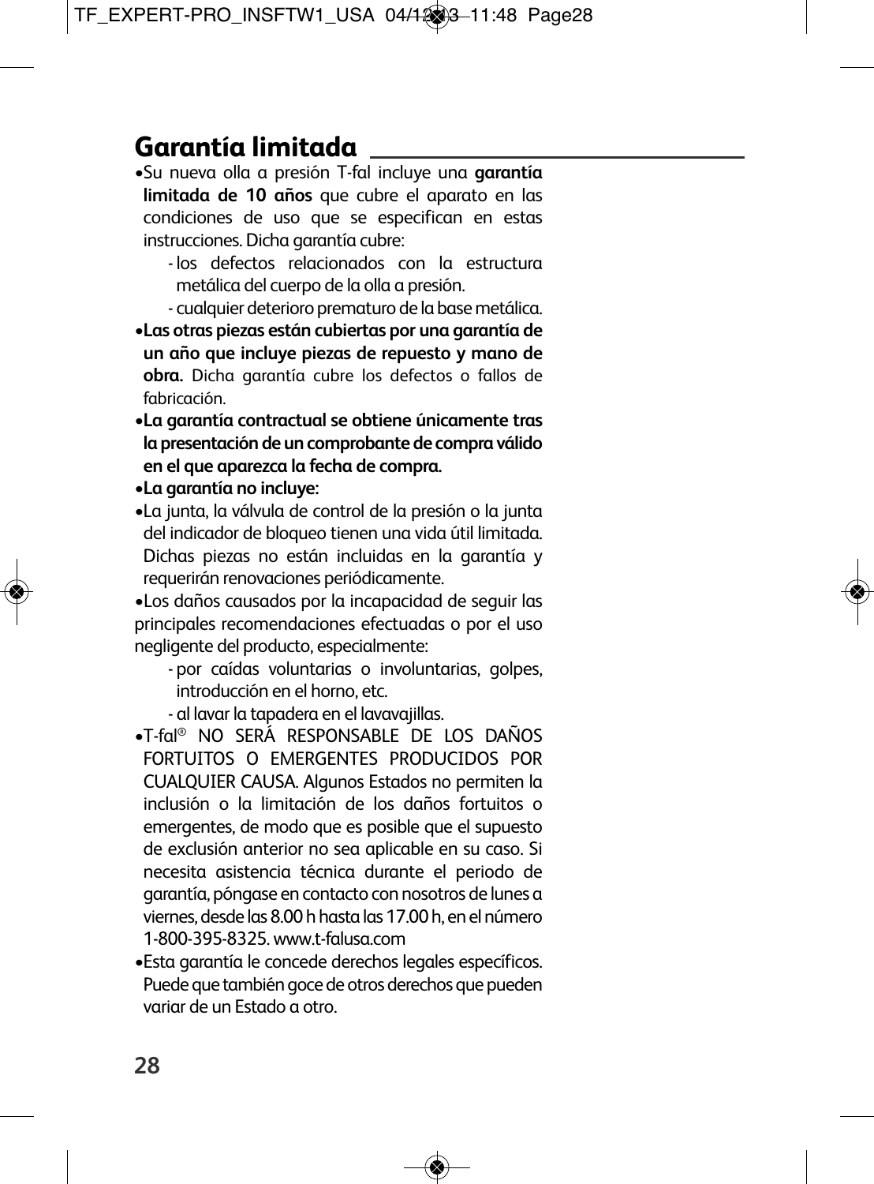## Garantía limitada

- Su nueva olla a presión T-fal incluye una **garantía limitada de 10 años** que cubre el aparato en las condiciones de uso que se especifican en estas instrucciones. Dicha garantía cubre:
  - los defectos relacionados con la estructura metálica del cuerpo de la olla a presión.
  - cualquier deterioro prematuro de la base metálica.
- **Las otras piezas están cubiertas por una garantía de un año que incluye piezas de repuesto y mano de obra.** Dicha garantía cubre los defectos o fallos de fabricación.
- **La garantía contractual se obtiene únicamente tras la presentación de un comprobante de compra válido en el que aparezca la fecha de compra.**
- **La garantía no incluye:**
- La junta, la válvula de control de la presión o la junta del indicador de bloqueo tienen una vida útil limitada. Dichas piezas no están incluidas en la garantía y requerirán renovaciones periódicamente.
- Los daños causados por la incapacidad de seguir las principales recomendaciones efectuadas o por el uso negligente del producto, especialmente:
  - por caídas voluntarias o involuntarias, golpes, introducción en el horno, etc.
  - al lavar la tapadera en el lavavajillas.
- T-fal® NO SERÁ RESPONSABLE DE LOS DAÑOS FORTUITOS O EMERGENTES PRODUCIDOS POR CUALQUIER CAUSA. Algunos Estados no permiten la inclusión o la limitación de los daños fortuitos o emergentes, de modo que es posible que el supuesto de exclusión anterior no sea aplicable en su caso. Si necesita asistencia técnica durante el periodo de garantía, póngase en contacto con nosotros de lunes a viernes, desde las 8.00 h hasta las 17.00 h, en el número 1-800-395-8325. www.t-falusa.com
- Esta garantía le concede derechos legales específicos. Puede que también goce de otros derechos que pueden variar de un Estado a otro.